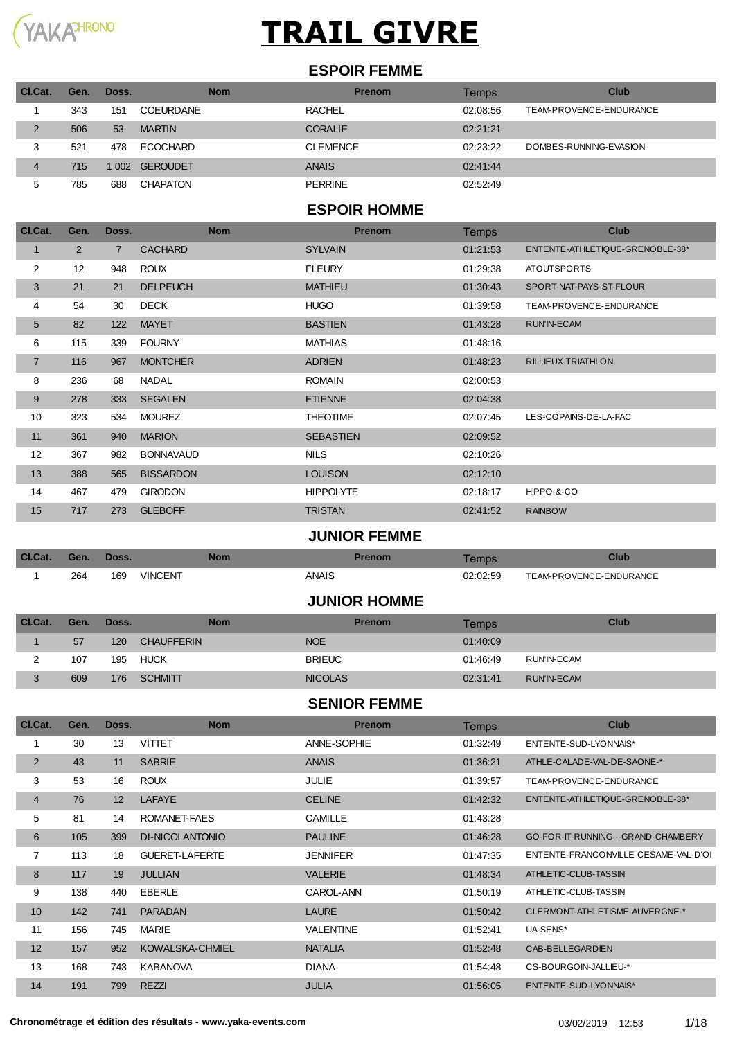# TRAIL GIVRE

## ESPOIR FEMME

| Cl.Cat. | Gen. | Doss. | Nom | Prenom | Temps | Club |
|---|---|---|---|---|---|---|
| 1 | 343 | 151 | COEURDANE | RACHEL | 02:08:56 | TEAM-PROVENCE-ENDURANCE |
| 2 | 506 | 53 | MARTIN | CORALIE | 02:21:21 | |
| 3 | 521 | 478 | ECOCHARD | CLEMENCE | 02:23:22 | DOMBES-RUNNING-EVASION |
| 4 | 715 | 1 002 | GEROUDET | ANAIS | 02:41:44 | |
| 5 | 785 | 688 | CHAPATON | PERRINE | 02:52:49 | |

## ESPOIR HOMME

| Cl.Cat. | Gen. | Doss. | Nom | Prenom | Temps | Club |
|---|---|---|---|---|---|---|
| 1 | 2 | 7 | CACHARD | SYLVAIN | 01:21:53 | ENTENTE-ATHLETIQUE-GRENOBLE-38* |
| 2 | 12 | 948 | ROUX | FLEURY | 01:29:38 | ATOUTSPORTS |
| 3 | 21 | 21 | DELPEUCH | MATHIEU | 01:30:43 | SPORT-NAT-PAYS-ST-FLOUR |
| 4 | 54 | 30 | DECK | HUGO | 01:39:58 | TEAM-PROVENCE-ENDURANCE |
| 5 | 82 | 122 | MAYET | BASTIEN | 01:43:28 | RUN'IN-ECAM |
| 6 | 115 | 339 | FOURNY | MATHIAS | 01:48:16 | |
| 7 | 116 | 967 | MONTCHER | ADRIEN | 01:48:23 | RILLIEUX-TRIATHLON |
| 8 | 236 | 68 | NADAL | ROMAIN | 02:00:53 | |
| 9 | 278 | 333 | SEGALEN | ETIENNE | 02:04:38 | |
| 10 | 323 | 534 | MOUREZ | THEOTIME | 02:07:45 | LES-COPAINS-DE-LA-FAC |
| 11 | 361 | 940 | MARION | SEBASTIEN | 02:09:52 | |
| 12 | 367 | 982 | BONNAVAUD | NILS | 02:10:26 | |
| 13 | 388 | 565 | BISSARDON | LOUISON | 02:12:10 | |
| 14 | 467 | 479 | GIRODON | HIPPOLYTE | 02:18:17 | HIPPO-&-CO |
| 15 | 717 | 273 | GLEBOFF | TRISTAN | 02:41:52 | RAINBOW |

## JUNIOR FEMME

| Cl.Cat. | Gen. | Doss. | Nom | Prenom | Temps | Club |
|---|---|---|---|---|---|---|
| 1 | 264 | 169 | VINCENT | ANAIS | 02:02:59 | TEAM-PROVENCE-ENDURANCE |

## JUNIOR HOMME

| Cl.Cat. | Gen. | Doss. | Nom | Prenom | Temps | Club |
|---|---|---|---|---|---|---|
| 1 | 57 | 120 | CHAUFFERIN | NOE | 01:40:09 | |
| 2 | 107 | 195 | HUCK | BRIEUC | 01:46:49 | RUN'IN-ECAM |
| 3 | 609 | 176 | SCHMITT | NICOLAS | 02:31:41 | RUN'IN-ECAM |

## SENIOR FEMME

| Cl.Cat. | Gen. | Doss. | Nom | Prenom | Temps | Club |
|---|---|---|---|---|---|---|
| 1 | 30 | 13 | VITTET | ANNE-SOPHIE | 01:32:49 | ENTENTE-SUD-LYONNAIS* |
| 2 | 43 | 11 | SABRIE | ANAIS | 01:36:21 | ATHLE-CALADE-VAL-DE-SAONE-* |
| 3 | 53 | 16 | ROUX | JULIE | 01:39:57 | TEAM-PROVENCE-ENDURANCE |
| 4 | 76 | 12 | LAFAYE | CELINE | 01:42:32 | ENTENTE-ATHLETIQUE-GRENOBLE-38* |
| 5 | 81 | 14 | ROMANET-FAES | CAMILLE | 01:43:28 | |
| 6 | 105 | 399 | DI-NICOLANTONIO | PAULINE | 01:46:28 | GO-FOR-IT-RUNNING---GRAND-CHAMBERY |
| 7 | 113 | 18 | GUERET-LAFERTE | JENNIFER | 01:47:35 | ENTENTE-FRANCONVILLE-CESAME-VAL-D'OI |
| 8 | 117 | 19 | JULLIAN | VALERIE | 01:48:34 | ATHLETIC-CLUB-TASSIN |
| 9 | 138 | 440 | EBERLE | CAROL-ANN | 01:50:19 | ATHLETIC-CLUB-TASSIN |
| 10 | 142 | 741 | PARADAN | LAURE | 01:50:42 | CLERMONT-ATHLETISME-AUVERGNE-* |
| 11 | 156 | 745 | MARIE | VALENTINE | 01:52:41 | UA-SENS* |
| 12 | 157 | 952 | KOWALSKA-CHMIEL | NATALIA | 01:52:48 | CAB-BELLEGARDIEN |
| 13 | 168 | 743 | KABANOVA | DIANA | 01:54:48 | CS-BOURGOIN-JALLIEU-* |
| 14 | 191 | 799 | REZZI | JULIA | 01:56:05 | ENTENTE-SUD-LYONNAIS* |

Chronométrage et édition des résultats - www.yaka-events.com — 03/02/2019 12:53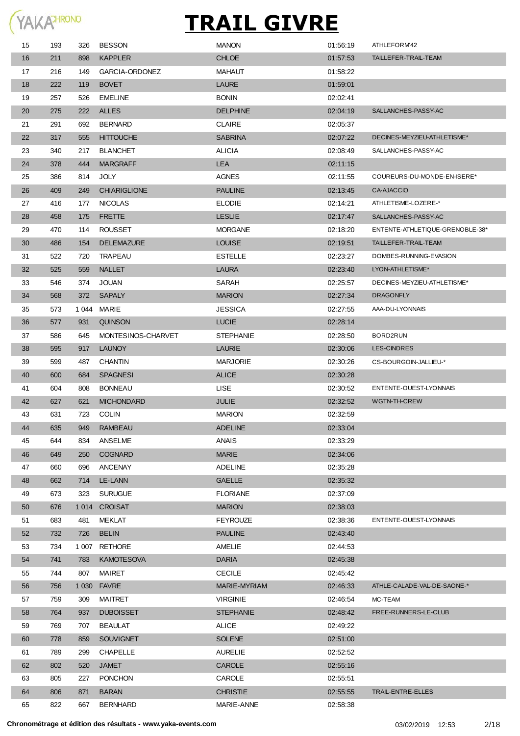# TRAIL GIVRE

| | | | | | | |
|---|---|---|---|---|---|---|
| 15 | 193 | 326 | BESSON | MANON | 01:56:19 | ATHLEFORM'42 |
| 16 | 211 | 898 | KAPPLER | CHLOE | 01:57:53 | TAILLEFER-TRAIL-TEAM |
| 17 | 216 | 149 | GARCIA-ORDONEZ | MAHAUT | 01:58:22 | |
| 18 | 222 | 119 | BOVET | LAURE | 01:59:01 | |
| 19 | 257 | 526 | EMELINE | BONIN | 02:02:41 | |
| 20 | 275 | 222 | ALLES | DELPHINE | 02:04:19 | SALLANCHES-PASSY-AC |
| 21 | 291 | 692 | BERNARD | CLAIRE | 02:05:37 | |
| 22 | 317 | 555 | HITTOUCHE | SABRINA | 02:07:22 | DECINES-MEYZIEU-ATHLETISME* |
| 23 | 340 | 217 | BLANCHET | ALICIA | 02:08:49 | SALLANCHES-PASSY-AC |
| 24 | 378 | 444 | MARGRAFF | LEA | 02:11:15 | |
| 25 | 386 | 814 | JOLY | AGNES | 02:11:55 | COUREURS-DU-MONDE-EN-ISERE* |
| 26 | 409 | 249 | CHIARIGLIONE | PAULINE | 02:13:45 | CA-AJACCIO |
| 27 | 416 | 177 | NICOLAS | ELODIE | 02:14:21 | ATHLETISME-LOZERE-* |
| 28 | 458 | 175 | FRETTE | LESLIE | 02:17:47 | SALLANCHES-PASSY-AC |
| 29 | 470 | 114 | ROUSSET | MORGANE | 02:18:20 | ENTENTE-ATHLETIQUE-GRENOBLE-38* |
| 30 | 486 | 154 | DELEMAZURE | LOUISE | 02:19:51 | TAILLEFER-TRAIL-TEAM |
| 31 | 522 | 720 | TRAPEAU | ESTELLE | 02:23:27 | DOMBES-RUNNING-EVASION |
| 32 | 525 | 559 | NALLET | LAURA | 02:23:40 | LYON-ATHLETISME* |
| 33 | 546 | 374 | JOUAN | SARAH | 02:25:57 | DECINES-MEYZIEU-ATHLETISME* |
| 34 | 568 | 372 | SAPALY | MARION | 02:27:34 | DRAGONFLY |
| 35 | 573 | 1 044 | MARIE | JESSICA | 02:27:55 | AAA-DU-LYONNAIS |
| 36 | 577 | 931 | QUINSON | LUCIE | 02:28:14 | |
| 37 | 586 | 645 | MONTESINOS-CHARVET | STEPHANIE | 02:28:50 | BORD2RUN |
| 38 | 595 | 917 | LAUNOY | LAURIE | 02:30:06 | LES-CINDRES |
| 39 | 599 | 487 | CHANTIN | MARJORIE | 02:30:26 | CS-BOURGOIN-JALLIEU-* |
| 40 | 600 | 684 | SPAGNESI | ALICE | 02:30:28 | |
| 41 | 604 | 808 | BONNEAU | LISE | 02:30:52 | ENTENTE-OUEST-LYONNAIS |
| 42 | 627 | 621 | MICHONDARD | JULIE | 02:32:52 | WGTN-TH-CREW |
| 43 | 631 | 723 | COLIN | MARION | 02:32:59 | |
| 44 | 635 | 949 | RAMBEAU | ADELINE | 02:33:04 | |
| 45 | 644 | 834 | ANSELME | ANAIS | 02:33:29 | |
| 46 | 649 | 250 | COGNARD | MARIE | 02:34:06 | |
| 47 | 660 | 696 | ANCENAY | ADELINE | 02:35:28 | |
| 48 | 662 | 714 | LE-LANN | GAELLE | 02:35:32 | |
| 49 | 673 | 323 | SURUGUE | FLORIANE | 02:37:09 | |
| 50 | 676 | 1 014 | CROISAT | MARION | 02:38:03 | |
| 51 | 683 | 481 | MEKLAT | FEYROUZE | 02:38:36 | ENTENTE-OUEST-LYONNAIS |
| 52 | 732 | 726 | BELIN | PAULINE | 02:43:40 | |
| 53 | 734 | 1 007 | RETHORE | AMELIE | 02:44:53 | |
| 54 | 741 | 783 | KAMOTESOVA | DARIA | 02:45:38 | |
| 55 | 744 | 807 | MAIRET | CECILE | 02:45:42 | |
| 56 | 756 | 1 030 | FAVRE | MARIE-MYRIAM | 02:46:33 | ATHLE-CALADE-VAL-DE-SAONE-* |
| 57 | 759 | 309 | MAITRET | VIRGINIE | 02:46:54 | MC-TEAM |
| 58 | 764 | 937 | DUBOISSET | STEPHANIE | 02:48:42 | FREE-RUNNERS-LE-CLUB |
| 59 | 769 | 707 | BEAULAT | ALICE | 02:49:22 | |
| 60 | 778 | 859 | SOUVIGNET | SOLENE | 02:51:00 | |
| 61 | 789 | 299 | CHAPELLE | AURELIE | 02:52:52 | |
| 62 | 802 | 520 | JAMET | CAROLE | 02:55:16 | |
| 63 | 805 | 227 | PONCHON | CAROLE | 02:55:51 | |
| 64 | 806 | 871 | BARAN | CHRISTIE | 02:55:55 | TRAIL-ENTRE-ELLES |
| 65 | 822 | 667 | BERNHARD | MARIE-ANNE | 02:58:38 | |

**Chronométrage et édition des résultats - www.yaka-events.com** 03/02/2019 12:53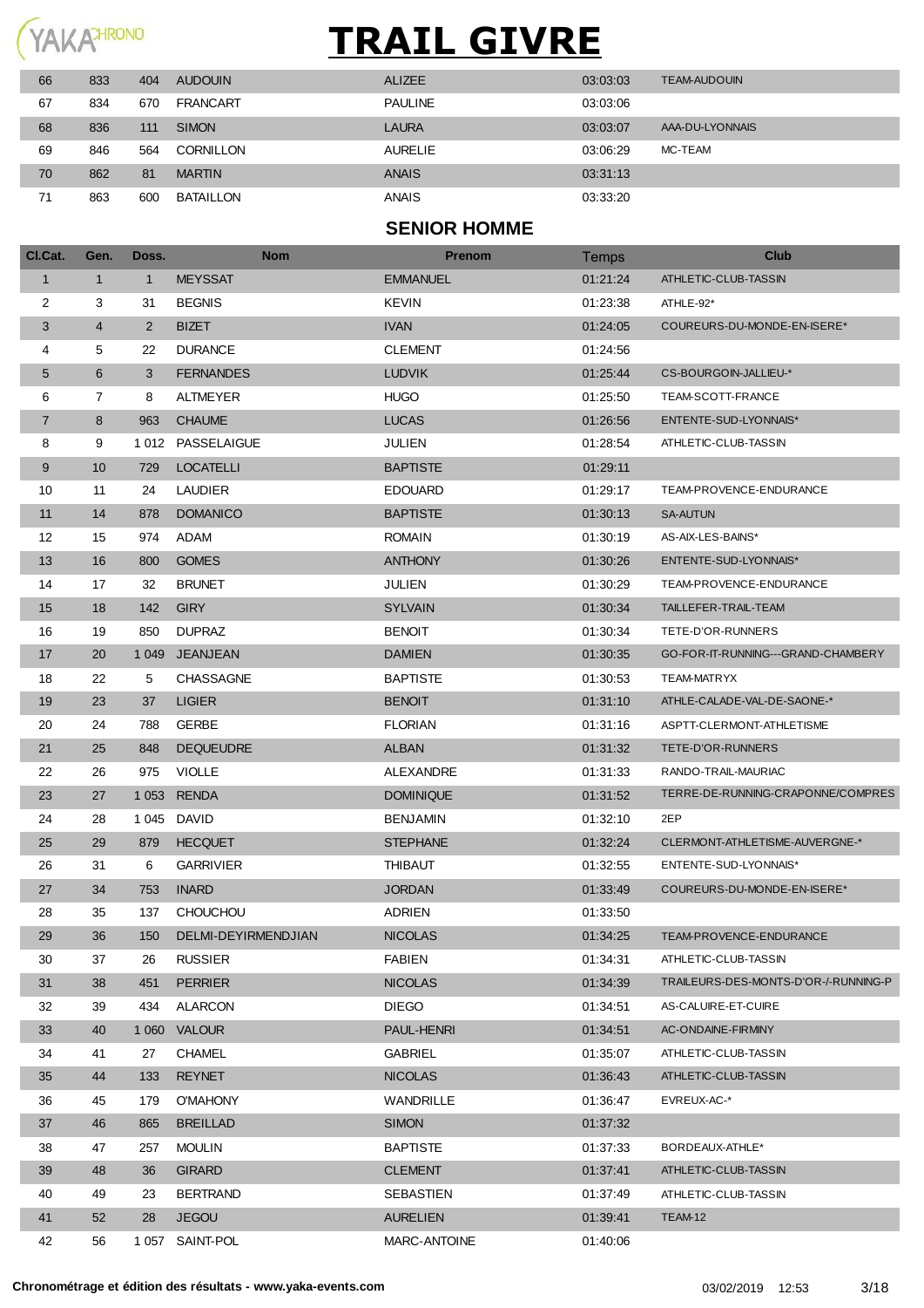# TRAIL GIVRE

| | | | | | | |
|---|---|---|---|---|---|---|
| 66 | 833 | 404 | AUDOUIN | ALIZEE | 03:03:03 | TEAM-AUDOUIN |
| 67 | 834 | 670 | FRANCART | PAULINE | 03:03:06 | |
| 68 | 836 | 111 | SIMON | LAURA | 03:03:07 | AAA-DU-LYONNAIS |
| 69 | 846 | 564 | CORNILLON | AURELIE | 03:06:29 | MC-TEAM |
| 70 | 862 | 81 | MARTIN | ANAIS | 03:31:13 | |
| 71 | 863 | 600 | BATAILLON | ANAIS | 03:33:20 | |

## SENIOR HOMME

| Cl.Cat. | Gen. | Doss. | Nom | Prenom | Temps | Club |
|---|---|---|---|---|---|---|
| 1 | 1 | 1 | MEYSSAT | EMMANUEL | 01:21:24 | ATHLETIC-CLUB-TASSIN |
| 2 | 3 | 31 | BEGNIS | KEVIN | 01:23:38 | ATHLE-92* |
| 3 | 4 | 2 | BIZET | IVAN | 01:24:05 | COUREURS-DU-MONDE-EN-ISERE* |
| 4 | 5 | 22 | DURANCE | CLEMENT | 01:24:56 | |
| 5 | 6 | 3 | FERNANDES | LUDVIK | 01:25:44 | CS-BOURGOIN-JALLIEU-* |
| 6 | 7 | 8 | ALTMEYER | HUGO | 01:25:50 | TEAM-SCOTT-FRANCE |
| 7 | 8 | 963 | CHAUME | LUCAS | 01:26:56 | ENTENTE-SUD-LYONNAIS* |
| 8 | 9 | 1 012 | PASSELAIGUE | JULIEN | 01:28:54 | ATHLETIC-CLUB-TASSIN |
| 9 | 10 | 729 | LOCATELLI | BAPTISTE | 01:29:11 | |
| 10 | 11 | 24 | LAUDIER | EDOUARD | 01:29:17 | TEAM-PROVENCE-ENDURANCE |
| 11 | 14 | 878 | DOMANICO | BAPTISTE | 01:30:13 | SA-AUTUN |
| 12 | 15 | 974 | ADAM | ROMAIN | 01:30:19 | AS-AIX-LES-BAINS* |
| 13 | 16 | 800 | GOMES | ANTHONY | 01:30:26 | ENTENTE-SUD-LYONNAIS* |
| 14 | 17 | 32 | BRUNET | JULIEN | 01:30:29 | TEAM-PROVENCE-ENDURANCE |
| 15 | 18 | 142 | GIRY | SYLVAIN | 01:30:34 | TAILLEFER-TRAIL-TEAM |
| 16 | 19 | 850 | DUPRAZ | BENOIT | 01:30:34 | TETE-D'OR-RUNNERS |
| 17 | 20 | 1 049 | JEANJEAN | DAMIEN | 01:30:35 | GO-FOR-IT-RUNNING---GRAND-CHAMBERY |
| 18 | 22 | 5 | CHASSAGNE | BAPTISTE | 01:30:53 | TEAM-MATRYX |
| 19 | 23 | 37 | LIGIER | BENOIT | 01:31:10 | ATHLE-CALADE-VAL-DE-SAONE-* |
| 20 | 24 | 788 | GERBE | FLORIAN | 01:31:16 | ASPTT-CLERMONT-ATHLETISME |
| 21 | 25 | 848 | DEQUEUDRE | ALBAN | 01:31:32 | TETE-D'OR-RUNNERS |
| 22 | 26 | 975 | VIOLLE | ALEXANDRE | 01:31:33 | RANDO-TRAIL-MAURIAC |
| 23 | 27 | 1 053 | RENDA | DOMINIQUE | 01:31:52 | TERRE-DE-RUNNING-CRAPONNE/COMPRES |
| 24 | 28 | 1 045 | DAVID | BENJAMIN | 01:32:10 | 2EP |
| 25 | 29 | 879 | HECQUET | STEPHANE | 01:32:24 | CLERMONT-ATHLETISME-AUVERGNE-* |
| 26 | 31 | 6 | GARRIVIER | THIBAUT | 01:32:55 | ENTENTE-SUD-LYONNAIS* |
| 27 | 34 | 753 | INARD | JORDAN | 01:33:49 | COUREURS-DU-MONDE-EN-ISERE* |
| 28 | 35 | 137 | CHOUCHOU | ADRIEN | 01:33:50 | |
| 29 | 36 | 150 | DELMI-DEYIRMENDJIAN | NICOLAS | 01:34:25 | TEAM-PROVENCE-ENDURANCE |
| 30 | 37 | 26 | RUSSIER | FABIEN | 01:34:31 | ATHLETIC-CLUB-TASSIN |
| 31 | 38 | 451 | PERRIER | NICOLAS | 01:34:39 | TRAILEURS-DES-MONTS-D'OR-/-RUNNING-P |
| 32 | 39 | 434 | ALARCON | DIEGO | 01:34:51 | AS-CALUIRE-ET-CUIRE |
| 33 | 40 | 1 060 | VALOUR | PAUL-HENRI | 01:34:51 | AC-ONDAINE-FIRMINY |
| 34 | 41 | 27 | CHAMEL | GABRIEL | 01:35:07 | ATHLETIC-CLUB-TASSIN |
| 35 | 44 | 133 | REYNET | NICOLAS | 01:36:43 | ATHLETIC-CLUB-TASSIN |
| 36 | 45 | 179 | O'MAHONY | WANDRILLE | 01:36:47 | EVREUX-AC-* |
| 37 | 46 | 865 | BREILLAD | SIMON | 01:37:32 | |
| 38 | 47 | 257 | MOULIN | BAPTISTE | 01:37:33 | BORDEAUX-ATHLE* |
| 39 | 48 | 36 | GIRARD | CLEMENT | 01:37:41 | ATHLETIC-CLUB-TASSIN |
| 40 | 49 | 23 | BERTRAND | SEBASTIEN | 01:37:49 | ATHLETIC-CLUB-TASSIN |
| 41 | 52 | 28 | JEGOU | AURELIEN | 01:39:41 | TEAM-12 |
| 42 | 56 | 1 057 | SAINT-POL | MARC-ANTOINE | 01:40:06 | |

**Chronométrage et édition des résultats - www.yaka-events.com** 03/02/2019 12:53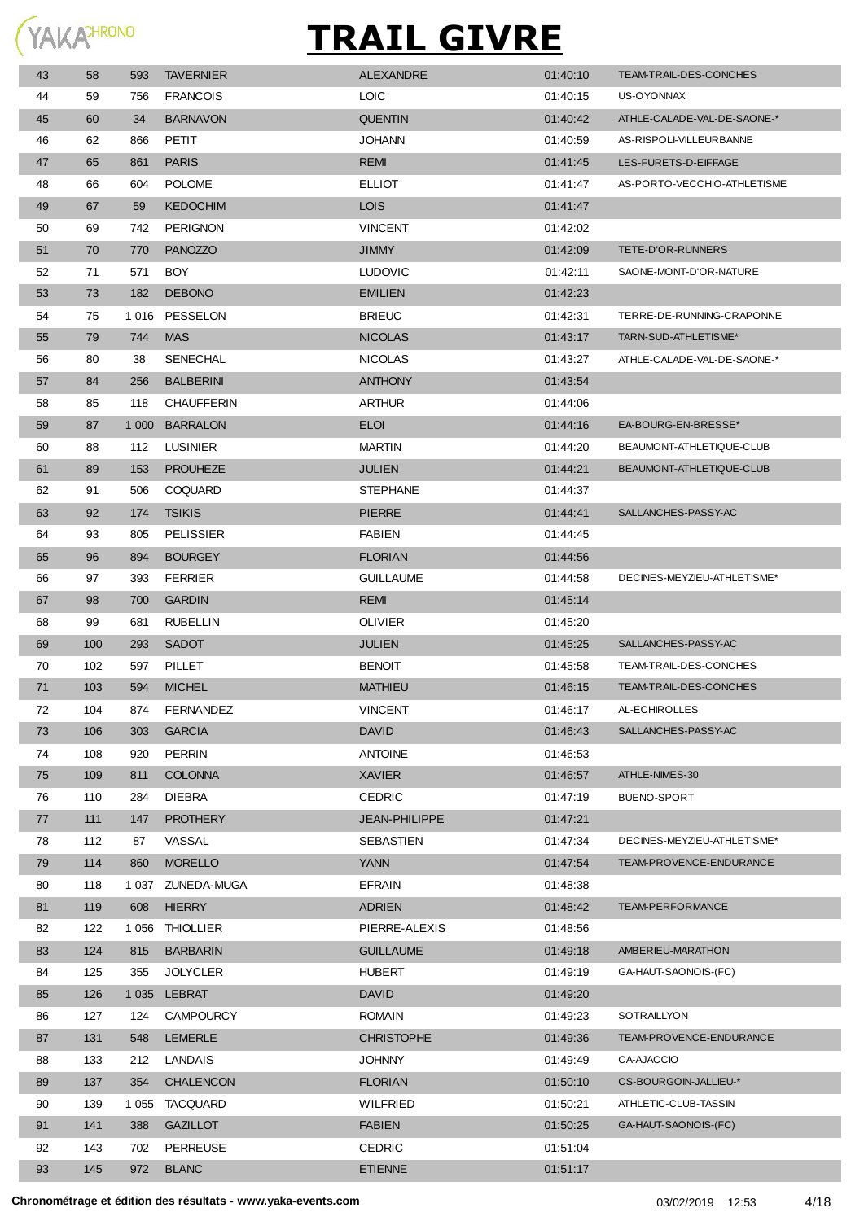# TRAIL GIVRE

| | | | | | | |
|---|---|---|---|---|---|---|
| 43 | 58 | 593 | TAVERNIER | ALEXANDRE | 01:40:10 | TEAM-TRAIL-DES-CONCHES |
| 44 | 59 | 756 | FRANCOIS | LOIC | 01:40:15 | US-OYONNAX |
| 45 | 60 | 34 | BARNAVON | QUENTIN | 01:40:42 | ATHLE-CALADE-VAL-DE-SAONE-* |
| 46 | 62 | 866 | PETIT | JOHANN | 01:40:59 | AS-RISPOLI-VILLEURBANNE |
| 47 | 65 | 861 | PARIS | REMI | 01:41:45 | LES-FURETS-D-EIFFAGE |
| 48 | 66 | 604 | POLOME | ELLIOT | 01:41:47 | AS-PORTO-VECCHIO-ATHLETISME |
| 49 | 67 | 59 | KEDOCHIM | LOIS | 01:41:47 | |
| 50 | 69 | 742 | PERIGNON | VINCENT | 01:42:02 | |
| 51 | 70 | 770 | PANOZZO | JIMMY | 01:42:09 | TETE-D'OR-RUNNERS |
| 52 | 71 | 571 | BOY | LUDOVIC | 01:42:11 | SAONE-MONT-D'OR-NATURE |
| 53 | 73 | 182 | DEBONO | EMILIEN | 01:42:23 | |
| 54 | 75 | 1 016 | PESSELON | BRIEUC | 01:42:31 | TERRE-DE-RUNNING-CRAPONNE |
| 55 | 79 | 744 | MAS | NICOLAS | 01:43:17 | TARN-SUD-ATHLETISME* |
| 56 | 80 | 38 | SENECHAL | NICOLAS | 01:43:27 | ATHLE-CALADE-VAL-DE-SAONE-* |
| 57 | 84 | 256 | BALBERINI | ANTHONY | 01:43:54 | |
| 58 | 85 | 118 | CHAUFFERIN | ARTHUR | 01:44:06 | |
| 59 | 87 | 1 000 | BARRALON | ELOI | 01:44:16 | EA-BOURG-EN-BRESSE* |
| 60 | 88 | 112 | LUSINIER | MARTIN | 01:44:20 | BEAUMONT-ATHLETIQUE-CLUB |
| 61 | 89 | 153 | PROUHEZE | JULIEN | 01:44:21 | BEAUMONT-ATHLETIQUE-CLUB |
| 62 | 91 | 506 | COQUARD | STEPHANE | 01:44:37 | |
| 63 | 92 | 174 | TSIKIS | PIERRE | 01:44:41 | SALLANCHES-PASSY-AC |
| 64 | 93 | 805 | PELISSIER | FABIEN | 01:44:45 | |
| 65 | 96 | 894 | BOURGEY | FLORIAN | 01:44:56 | |
| 66 | 97 | 393 | FERRIER | GUILLAUME | 01:44:58 | DECINES-MEYZIEU-ATHLETISME* |
| 67 | 98 | 700 | GARDIN | REMI | 01:45:14 | |
| 68 | 99 | 681 | RUBELLIN | OLIVIER | 01:45:20 | |
| 69 | 100 | 293 | SADOT | JULIEN | 01:45:25 | SALLANCHES-PASSY-AC |
| 70 | 102 | 597 | PILLET | BENOIT | 01:45:58 | TEAM-TRAIL-DES-CONCHES |
| 71 | 103 | 594 | MICHEL | MATHIEU | 01:46:15 | TEAM-TRAIL-DES-CONCHES |
| 72 | 104 | 874 | FERNANDEZ | VINCENT | 01:46:17 | AL-ECHIROLLES |
| 73 | 106 | 303 | GARCIA | DAVID | 01:46:43 | SALLANCHES-PASSY-AC |
| 74 | 108 | 920 | PERRIN | ANTOINE | 01:46:53 | |
| 75 | 109 | 811 | COLONNA | XAVIER | 01:46:57 | ATHLE-NIMES-30 |
| 76 | 110 | 284 | DIEBRA | CEDRIC | 01:47:19 | BUENO-SPORT |
| 77 | 111 | 147 | PROTHERY | JEAN-PHILIPPE | 01:47:21 | |
| 78 | 112 | 87 | VASSAL | SEBASTIEN | 01:47:34 | DECINES-MEYZIEU-ATHLETISME* |
| 79 | 114 | 860 | MORELLO | YANN | 01:47:54 | TEAM-PROVENCE-ENDURANCE |
| 80 | 118 | 1 037 | ZUNEDA-MUGA | EFRAIN | 01:48:38 | |
| 81 | 119 | 608 | HIERRY | ADRIEN | 01:48:42 | TEAM-PERFORMANCE |
| 82 | 122 | 1 056 | THIOLLIER | PIERRE-ALEXIS | 01:48:56 | |
| 83 | 124 | 815 | BARBARIN | GUILLAUME | 01:49:18 | AMBERIEU-MARATHON |
| 84 | 125 | 355 | JOLYCLER | HUBERT | 01:49:19 | GA-HAUT-SAONOIS-(FC) |
| 85 | 126 | 1 035 | LEBRAT | DAVID | 01:49:20 | |
| 86 | 127 | 124 | CAMPOURCY | ROMAIN | 01:49:23 | SOTRAILLYON |
| 87 | 131 | 548 | LEMERLE | CHRISTOPHE | 01:49:36 | TEAM-PROVENCE-ENDURANCE |
| 88 | 133 | 212 | LANDAIS | JOHNNY | 01:49:49 | CA-AJACCIO |
| 89 | 137 | 354 | CHALENCON | FLORIAN | 01:50:10 | CS-BOURGOIN-JALLIEU-* |
| 90 | 139 | 1 055 | TACQUARD | WILFRIED | 01:50:21 | ATHLETIC-CLUB-TASSIN |
| 91 | 141 | 388 | GAZILLOT | FABIEN | 01:50:25 | GA-HAUT-SAONOIS-(FC) |
| 92 | 143 | 702 | PERREUSE | CEDRIC | 01:51:04 | |
| 93 | 145 | 972 | BLANC | ETIENNE | 01:51:17 | |

**Chronométrage et édition des résultats - www.yaka-events.com** 03/02/2019 12:53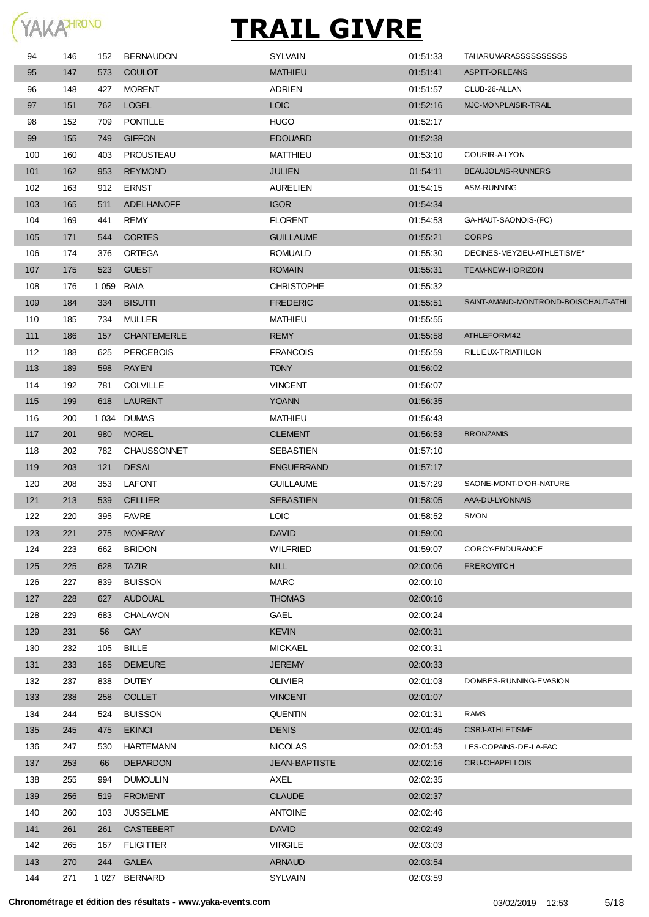# TRAIL GIVRE

| | | | | | | |
|---|---|---|---|---|---|---|
| 94 | 146 | 152 | BERNAUDON | SYLVAIN | 01:51:33 | TAHARUMARASSSSSSSSSS |
| 95 | 147 | 573 | COULOT | MATHIEU | 01:51:41 | ASPTT-ORLEANS |
| 96 | 148 | 427 | MORENT | ADRIEN | 01:51:57 | CLUB-26-ALLAN |
| 97 | 151 | 762 | LOGEL | LOIC | 01:52:16 | MJC-MONPLAISIR-TRAIL |
| 98 | 152 | 709 | PONTILLE | HUGO | 01:52:17 | |
| 99 | 155 | 749 | GIFFON | EDOUARD | 01:52:38 | |
| 100 | 160 | 403 | PROUSTEAU | MATTHIEU | 01:53:10 | COURIR-A-LYON |
| 101 | 162 | 953 | REYMOND | JULIEN | 01:54:11 | BEAUJOLAIS-RUNNERS |
| 102 | 163 | 912 | ERNST | AURELIEN | 01:54:15 | ASM-RUNNING |
| 103 | 165 | 511 | ADELHANOFF | IGOR | 01:54:34 | |
| 104 | 169 | 441 | REMY | FLORENT | 01:54:53 | GA-HAUT-SAONOIS-(FC) |
| 105 | 171 | 544 | CORTES | GUILLAUME | 01:55:21 | CORPS |
| 106 | 174 | 376 | ORTEGA | ROMUALD | 01:55:30 | DECINES-MEYZIEU-ATHLETISME* |
| 107 | 175 | 523 | GUEST | ROMAIN | 01:55:31 | TEAM-NEW-HORIZON |
| 108 | 176 | 1 059 | RAIA | CHRISTOPHE | 01:55:32 | |
| 109 | 184 | 334 | BISUTTI | FREDERIC | 01:55:51 | SAINT-AMAND-MONTROND-BOISCHAUT-ATHL |
| 110 | 185 | 734 | MULLER | MATHIEU | 01:55:55 | |
| 111 | 186 | 157 | CHANTEMERLE | REMY | 01:55:58 | ATHLEFORM'42 |
| 112 | 188 | 625 | PERCEBOIS | FRANCOIS | 01:55:59 | RILLIEUX-TRIATHLON |
| 113 | 189 | 598 | PAYEN | TONY | 01:56:02 | |
| 114 | 192 | 781 | COLVILLE | VINCENT | 01:56:07 | |
| 115 | 199 | 618 | LAURENT | YOANN | 01:56:35 | |
| 116 | 200 | 1 034 | DUMAS | MATHIEU | 01:56:43 | |
| 117 | 201 | 980 | MOREL | CLEMENT | 01:56:53 | BRONZAMIS |
| 118 | 202 | 782 | CHAUSSONNET | SEBASTIEN | 01:57:10 | |
| 119 | 203 | 121 | DESAI | ENGUERRAND | 01:57:17 | |
| 120 | 208 | 353 | LAFONT | GUILLAUME | 01:57:29 | SAONE-MONT-D'OR-NATURE |
| 121 | 213 | 539 | CELLIER | SEBASTIEN | 01:58:05 | AAA-DU-LYONNAIS |
| 122 | 220 | 395 | FAVRE | LOIC | 01:58:52 | SMON |
| 123 | 221 | 275 | MONFRAY | DAVID | 01:59:00 | |
| 124 | 223 | 662 | BRIDON | WILFRIED | 01:59:07 | CORCY-ENDURANCE |
| 125 | 225 | 628 | TAZIR | NILL | 02:00:06 | FREROVITCH |
| 126 | 227 | 839 | BUISSON | MARC | 02:00:10 | |
| 127 | 228 | 627 | AUDOUAL | THOMAS | 02:00:16 | |
| 128 | 229 | 683 | CHALAVON | GAEL | 02:00:24 | |
| 129 | 231 | 56 | GAY | KEVIN | 02:00:31 | |
| 130 | 232 | 105 | BILLE | MICKAEL | 02:00:31 | |
| 131 | 233 | 165 | DEMEURE | JEREMY | 02:00:33 | |
| 132 | 237 | 838 | DUTEY | OLIVIER | 02:01:03 | DOMBES-RUNNING-EVASION |
| 133 | 238 | 258 | COLLET | VINCENT | 02:01:07 | |
| 134 | 244 | 524 | BUISSON | QUENTIN | 02:01:31 | RAMS |
| 135 | 245 | 475 | EKINCI | DENIS | 02:01:45 | CSBJ-ATHLETISME |
| 136 | 247 | 530 | HARTEMANN | NICOLAS | 02:01:53 | LES-COPAINS-DE-LA-FAC |
| 137 | 253 | 66 | DEPARDON | JEAN-BAPTISTE | 02:02:16 | CRU-CHAPELLOIS |
| 138 | 255 | 994 | DUMOULIN | AXEL | 02:02:35 | |
| 139 | 256 | 519 | FROMENT | CLAUDE | 02:02:37 | |
| 140 | 260 | 103 | JUSSELME | ANTOINE | 02:02:46 | |
| 141 | 261 | 261 | CASTEBERT | DAVID | 02:02:49 | |
| 142 | 265 | 167 | FLIGITTER | VIRGILE | 02:03:03 | |
| 143 | 270 | 244 | GALEA | ARNAUD | 02:03:54 | |
| 144 | 271 | 1 027 | BERNARD | SYLVAIN | 02:03:59 | |

**Chronométrage et édition des résultats - www.yaka-events.com** 03/02/2019 12:53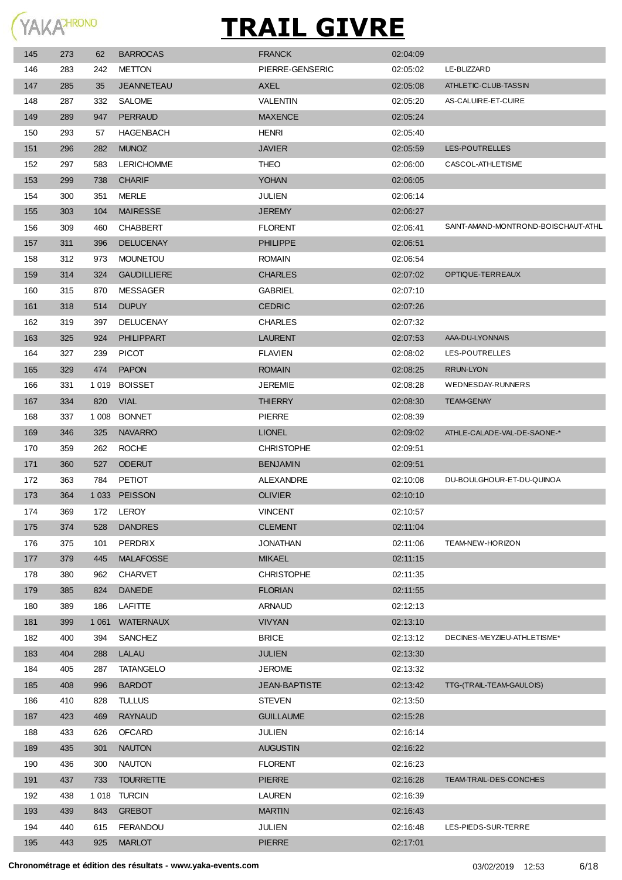# TRAIL GIVRE

| | | | | | | |
|---|---|---|---|---|---|---|
| 145 | 273 | 62 | BARROCAS | FRANCK | 02:04:09 | |
| 146 | 283 | 242 | METTON | PIERRE-GENSERIC | 02:05:02 | LE-BLIZZARD |
| 147 | 285 | 35 | JEANNETEAU | AXEL | 02:05:08 | ATHLETIC-CLUB-TASSIN |
| 148 | 287 | 332 | SALOME | VALENTIN | 02:05:20 | AS-CALUIRE-ET-CUIRE |
| 149 | 289 | 947 | PERRAUD | MAXENCE | 02:05:24 | |
| 150 | 293 | 57 | HAGENBACH | HENRI | 02:05:40 | |
| 151 | 296 | 282 | MUNOZ | JAVIER | 02:05:59 | LES-POUTRELLES |
| 152 | 297 | 583 | LERICHOMME | THEO | 02:06:00 | CASCOL-ATHLETISME |
| 153 | 299 | 738 | CHARIF | YOHAN | 02:06:05 | |
| 154 | 300 | 351 | MERLE | JULIEN | 02:06:14 | |
| 155 | 303 | 104 | MAIRESSE | JEREMY | 02:06:27 | |
| 156 | 309 | 460 | CHABBERT | FLORENT | 02:06:41 | SAINT-AMAND-MONTROND-BOISCHAUT-ATHL |
| 157 | 311 | 396 | DELUCENAY | PHILIPPE | 02:06:51 | |
| 158 | 312 | 973 | MOUNETOU | ROMAIN | 02:06:54 | |
| 159 | 314 | 324 | GAUDILLIERE | CHARLES | 02:07:02 | OPTIQUE-TERREAUX |
| 160 | 315 | 870 | MESSAGER | GABRIEL | 02:07:10 | |
| 161 | 318 | 514 | DUPUY | CEDRIC | 02:07:26 | |
| 162 | 319 | 397 | DELUCENAY | CHARLES | 02:07:32 | |
| 163 | 325 | 924 | PHILIPPART | LAURENT | 02:07:53 | AAA-DU-LYONNAIS |
| 164 | 327 | 239 | PICOT | FLAVIEN | 02:08:02 | LES-POUTRELLES |
| 165 | 329 | 474 | PAPON | ROMAIN | 02:08:25 | RRUN-LYON |
| 166 | 331 | 1 019 | BOISSET | JEREMIE | 02:08:28 | WEDNESDAY-RUNNERS |
| 167 | 334 | 820 | VIAL | THIERRY | 02:08:30 | TEAM-GENAY |
| 168 | 337 | 1 008 | BONNET | PIERRE | 02:08:39 | |
| 169 | 346 | 325 | NAVARRO | LIONEL | 02:09:02 | ATHLE-CALADE-VAL-DE-SAONE-* |
| 170 | 359 | 262 | ROCHE | CHRISTOPHE | 02:09:51 | |
| 171 | 360 | 527 | ODERUT | BENJAMIN | 02:09:51 | |
| 172 | 363 | 784 | PETIOT | ALEXANDRE | 02:10:08 | DU-BOULGHOUR-ET-DU-QUINOA |
| 173 | 364 | 1 033 | PEISSON | OLIVIER | 02:10:10 | |
| 174 | 369 | 172 | LEROY | VINCENT | 02:10:57 | |
| 175 | 374 | 528 | DANDRES | CLEMENT | 02:11:04 | |
| 176 | 375 | 101 | PERDRIX | JONATHAN | 02:11:06 | TEAM-NEW-HORIZON |
| 177 | 379 | 445 | MALAFOSSE | MIKAEL | 02:11:15 | |
| 178 | 380 | 962 | CHARVET | CHRISTOPHE | 02:11:35 | |
| 179 | 385 | 824 | DANEDE | FLORIAN | 02:11:55 | |
| 180 | 389 | 186 | LAFITTE | ARNAUD | 02:12:13 | |
| 181 | 399 | 1 061 | WATERNAUX | VIVYAN | 02:13:10 | |
| 182 | 400 | 394 | SANCHEZ | BRICE | 02:13:12 | DECINES-MEYZIEU-ATHLETISME* |
| 183 | 404 | 288 | LALAU | JULIEN | 02:13:30 | |
| 184 | 405 | 287 | TATANGELO | JEROME | 02:13:32 | |
| 185 | 408 | 996 | BARDOT | JEAN-BAPTISTE | 02:13:42 | TTG-(TRAIL-TEAM-GAULOIS) |
| 186 | 410 | 828 | TULLUS | STEVEN | 02:13:50 | |
| 187 | 423 | 469 | RAYNAUD | GUILLAUME | 02:15:28 | |
| 188 | 433 | 626 | OFCARD | JULIEN | 02:16:14 | |
| 189 | 435 | 301 | NAUTON | AUGUSTIN | 02:16:22 | |
| 190 | 436 | 300 | NAUTON | FLORENT | 02:16:23 | |
| 191 | 437 | 733 | TOURRETTE | PIERRE | 02:16:28 | TEAM-TRAIL-DES-CONCHES |
| 192 | 438 | 1 018 | TURCIN | LAUREN | 02:16:39 | |
| 193 | 439 | 843 | GREBOT | MARTIN | 02:16:43 | |
| 194 | 440 | 615 | FERANDOU | JULIEN | 02:16:48 | LES-PIEDS-SUR-TERRE |
| 195 | 443 | 925 | MARLOT | PIERRE | 02:17:01 | |

**Chronométrage et édition des résultats - www.yaka-events.com** 03/02/2019 12:53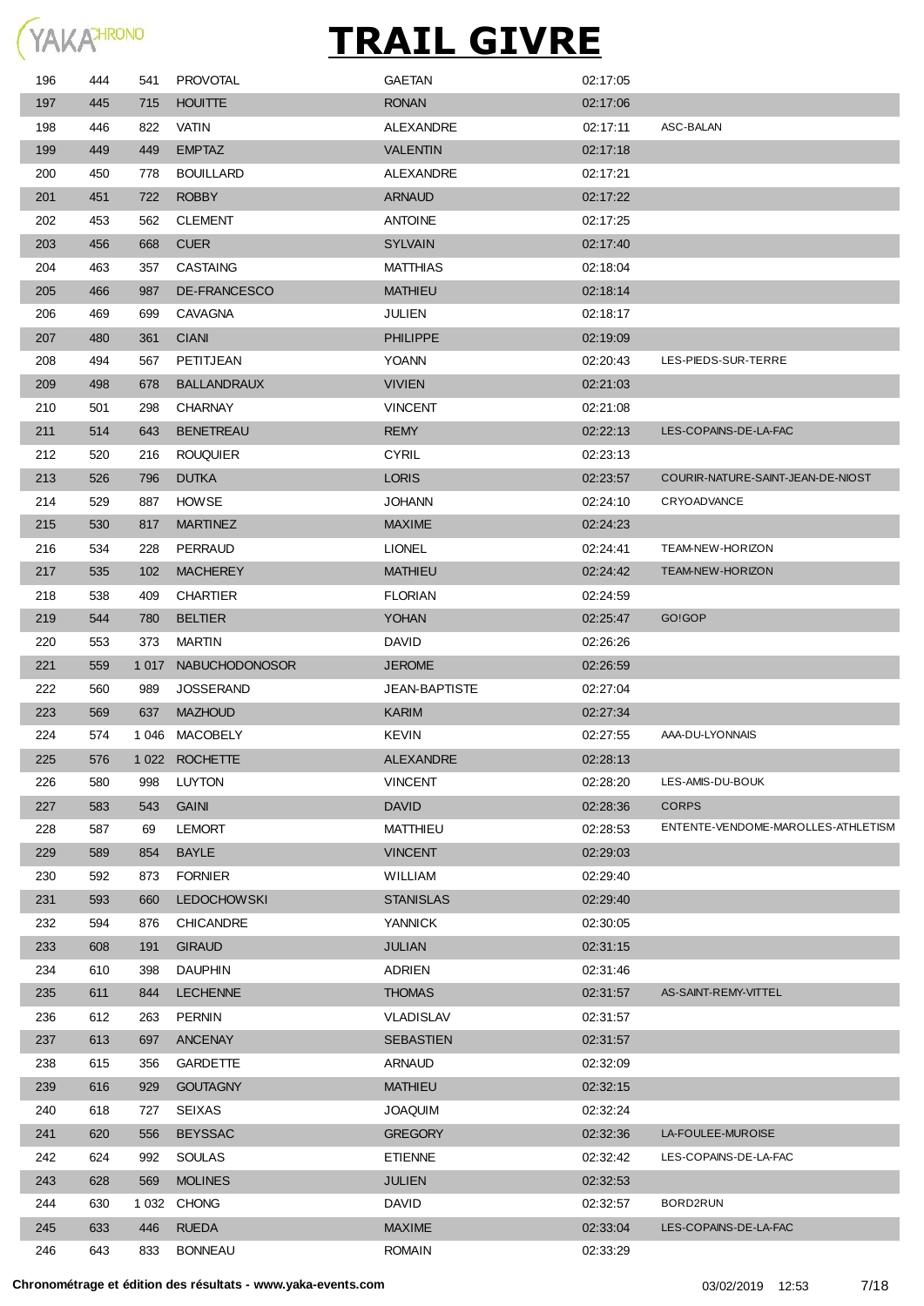# TRAIL GIVRE

| | | | | | | |
|---|---|---|---|---|---|---|
| 196 | 444 | 541 | PROVOTAL | GAETAN | 02:17:05 | |
| 197 | 445 | 715 | HOUITTE | RONAN | 02:17:06 | |
| 198 | 446 | 822 | VATIN | ALEXANDRE | 02:17:11 | ASC-BALAN |
| 199 | 449 | 449 | EMPTAZ | VALENTIN | 02:17:18 | |
| 200 | 450 | 778 | BOUILLARD | ALEXANDRE | 02:17:21 | |
| 201 | 451 | 722 | ROBBY | ARNAUD | 02:17:22 | |
| 202 | 453 | 562 | CLEMENT | ANTOINE | 02:17:25 | |
| 203 | 456 | 668 | CUER | SYLVAIN | 02:17:40 | |
| 204 | 463 | 357 | CASTAING | MATTHIAS | 02:18:04 | |
| 205 | 466 | 987 | DE-FRANCESCO | MATHIEU | 02:18:14 | |
| 206 | 469 | 699 | CAVAGNA | JULIEN | 02:18:17 | |
| 207 | 480 | 361 | CIANI | PHILIPPE | 02:19:09 | |
| 208 | 494 | 567 | PETITJEAN | YOANN | 02:20:43 | LES-PIEDS-SUR-TERRE |
| 209 | 498 | 678 | BALLANDRAUX | VIVIEN | 02:21:03 | |
| 210 | 501 | 298 | CHARNAY | VINCENT | 02:21:08 | |
| 211 | 514 | 643 | BENETREAU | REMY | 02:22:13 | LES-COPAINS-DE-LA-FAC |
| 212 | 520 | 216 | ROUQUIER | CYRIL | 02:23:13 | |
| 213 | 526 | 796 | DUTKA | LORIS | 02:23:57 | COURIR-NATURE-SAINT-JEAN-DE-NIOST |
| 214 | 529 | 887 | HOWSE | JOHANN | 02:24:10 | CRYOADVANCE |
| 215 | 530 | 817 | MARTINEZ | MAXIME | 02:24:23 | |
| 216 | 534 | 228 | PERRAUD | LIONEL | 02:24:41 | TEAM-NEW-HORIZON |
| 217 | 535 | 102 | MACHEREY | MATHIEU | 02:24:42 | TEAM-NEW-HORIZON |
| 218 | 538 | 409 | CHARTIER | FLORIAN | 02:24:59 | |
| 219 | 544 | 780 | BELTIER | YOHAN | 02:25:47 | GO!GOP |
| 220 | 553 | 373 | MARTIN | DAVID | 02:26:26 | |
| 221 | 559 | 1 017 | NABUCHODONOSOR | JEROME | 02:26:59 | |
| 222 | 560 | 989 | JOSSERAND | JEAN-BAPTISTE | 02:27:04 | |
| 223 | 569 | 637 | MAZHOUD | KARIM | 02:27:34 | |
| 224 | 574 | 1 046 | MACOBELY | KEVIN | 02:27:55 | AAA-DU-LYONNAIS |
| 225 | 576 | 1 022 | ROCHETTE | ALEXANDRE | 02:28:13 | |
| 226 | 580 | 998 | LUYTON | VINCENT | 02:28:20 | LES-AMIS-DU-BOUK |
| 227 | 583 | 543 | GAINI | DAVID | 02:28:36 | CORPS |
| 228 | 587 | 69 | LEMORT | MATTHIEU | 02:28:53 | ENTENTE-VENDOME-MAROLLES-ATHLETISM |
| 229 | 589 | 854 | BAYLE | VINCENT | 02:29:03 | |
| 230 | 592 | 873 | FORNIER | WILLIAM | 02:29:40 | |
| 231 | 593 | 660 | LEDOCHOWSKI | STANISLAS | 02:29:40 | |
| 232 | 594 | 876 | CHICANDRE | YANNICK | 02:30:05 | |
| 233 | 608 | 191 | GIRAUD | JULIAN | 02:31:15 | |
| 234 | 610 | 398 | DAUPHIN | ADRIEN | 02:31:46 | |
| 235 | 611 | 844 | LECHENNE | THOMAS | 02:31:57 | AS-SAINT-REMY-VITTEL |
| 236 | 612 | 263 | PERNIN | VLADISLAV | 02:31:57 | |
| 237 | 613 | 697 | ANCENAY | SEBASTIEN | 02:31:57 | |
| 238 | 615 | 356 | GARDETTE | ARNAUD | 02:32:09 | |
| 239 | 616 | 929 | GOUTAGNY | MATHIEU | 02:32:15 | |
| 240 | 618 | 727 | SEIXAS | JOAQUIM | 02:32:24 | |
| 241 | 620 | 556 | BEYSSAC | GREGORY | 02:32:36 | LA-FOULEE-MUROISE |
| 242 | 624 | 992 | SOULAS | ETIENNE | 02:32:42 | LES-COPAINS-DE-LA-FAC |
| 243 | 628 | 569 | MOLINES | JULIEN | 02:32:53 | |
| 244 | 630 | 1 032 | CHONG | DAVID | 02:32:57 | BORD2RUN |
| 245 | 633 | 446 | RUEDA | MAXIME | 02:33:04 | LES-COPAINS-DE-LA-FAC |
| 246 | 643 | 833 | BONNEAU | ROMAIN | 02:33:29 | |

**Chronométrage et édition des résultats - www.yaka-events.com** 03/02/2019 12:53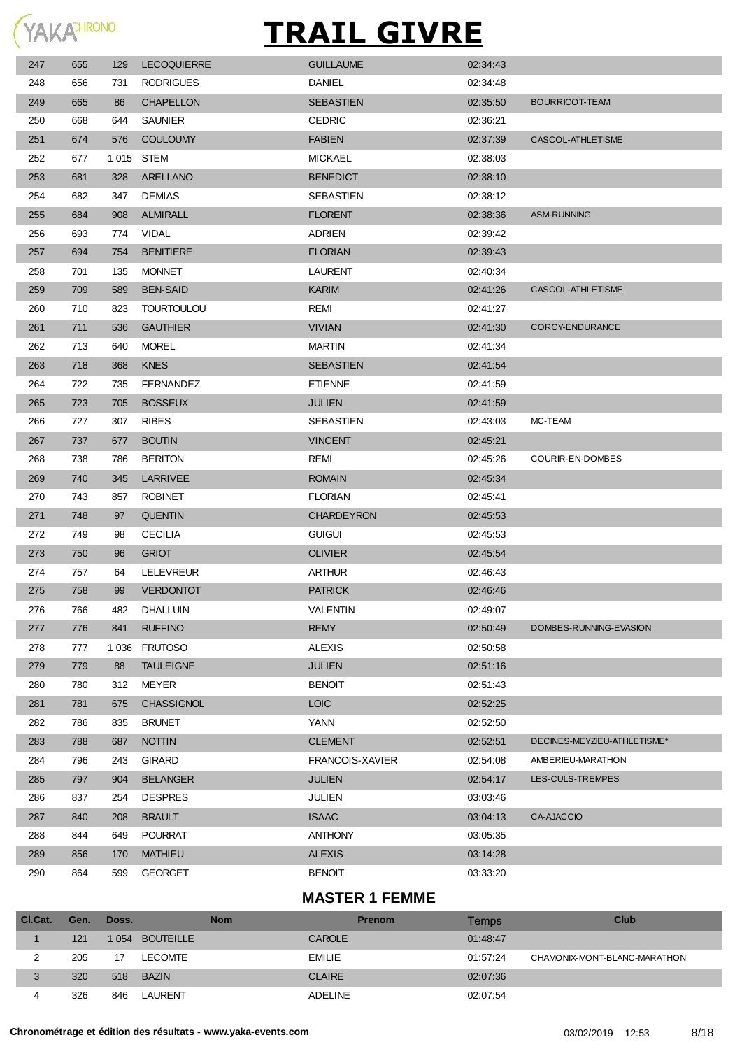# TRAIL GIVRE

| | | | | | | |
|---|---|---|---|---|---|---|
| 247 | 655 | 129 | LECOQUIERRE | GUILLAUME | 02:34:43 | |
| 248 | 656 | 731 | RODRIGUES | DANIEL | 02:34:48 | |
| 249 | 665 | 86 | CHAPELLON | SEBASTIEN | 02:35:50 | BOURRICOT-TEAM |
| 250 | 668 | 644 | SAUNIER | CEDRIC | 02:36:21 | |
| 251 | 674 | 576 | COULOUMY | FABIEN | 02:37:39 | CASCOL-ATHLETISME |
| 252 | 677 | 1 015 | STEM | MICKAEL | 02:38:03 | |
| 253 | 681 | 328 | ARELLANO | BENEDICT | 02:38:10 | |
| 254 | 682 | 347 | DEMIAS | SEBASTIEN | 02:38:12 | |
| 255 | 684 | 908 | ALMIRALL | FLORENT | 02:38:36 | ASM-RUNNING |
| 256 | 693 | 774 | VIDAL | ADRIEN | 02:39:42 | |
| 257 | 694 | 754 | BENITIERE | FLORIAN | 02:39:43 | |
| 258 | 701 | 135 | MONNET | LAURENT | 02:40:34 | |
| 259 | 709 | 589 | BEN-SAID | KARIM | 02:41:26 | CASCOL-ATHLETISME |
| 260 | 710 | 823 | TOURTOULOU | REMI | 02:41:27 | |
| 261 | 711 | 536 | GAUTHIER | VIVIAN | 02:41:30 | CORCY-ENDURANCE |
| 262 | 713 | 640 | MOREL | MARTIN | 02:41:34 | |
| 263 | 718 | 368 | KNES | SEBASTIEN | 02:41:54 | |
| 264 | 722 | 735 | FERNANDEZ | ETIENNE | 02:41:59 | |
| 265 | 723 | 705 | BOSSEUX | JULIEN | 02:41:59 | |
| 266 | 727 | 307 | RIBES | SEBASTIEN | 02:43:03 | MC-TEAM |
| 267 | 737 | 677 | BOUTIN | VINCENT | 02:45:21 | |
| 268 | 738 | 786 | BERITON | REMI | 02:45:26 | COURIR-EN-DOMBES |
| 269 | 740 | 345 | LARRIVEE | ROMAIN | 02:45:34 | |
| 270 | 743 | 857 | ROBINET | FLORIAN | 02:45:41 | |
| 271 | 748 | 97 | QUENTIN | CHARDEYRON | 02:45:53 | |
| 272 | 749 | 98 | CECILIA | GUIGUI | 02:45:53 | |
| 273 | 750 | 96 | GRIOT | OLIVIER | 02:45:54 | |
| 274 | 757 | 64 | LELEVREUR | ARTHUR | 02:46:43 | |
| 275 | 758 | 99 | VERDONTOT | PATRICK | 02:46:46 | |
| 276 | 766 | 482 | DHALLUIN | VALENTIN | 02:49:07 | |
| 277 | 776 | 841 | RUFFINO | REMY | 02:50:49 | DOMBES-RUNNING-EVASION |
| 278 | 777 | 1 036 | FRUTOSO | ALEXIS | 02:50:58 | |
| 279 | 779 | 88 | TAULEIGNE | JULIEN | 02:51:16 | |
| 280 | 780 | 312 | MEYER | BENOIT | 02:51:43 | |
| 281 | 781 | 675 | CHASSIGNOL | LOIC | 02:52:25 | |
| 282 | 786 | 835 | BRUNET | YANN | 02:52:50 | |
| 283 | 788 | 687 | NOTTIN | CLEMENT | 02:52:51 | DECINES-MEYZIEU-ATHLETISME* |
| 284 | 796 | 243 | GIRARD | FRANCOIS-XAVIER | 02:54:08 | AMBERIEU-MARATHON |
| 285 | 797 | 904 | BELANGER | JULIEN | 02:54:17 | LES-CULS-TREMPES |
| 286 | 837 | 254 | DESPRES | JULIEN | 03:03:46 | |
| 287 | 840 | 208 | BRAULT | ISAAC | 03:04:13 | CA-AJACCIO |
| 288 | 844 | 649 | POURRAT | ANTHONY | 03:05:35 | |
| 289 | 856 | 170 | MATHIEU | ALEXIS | 03:14:28 | |
| 290 | 864 | 599 | GEORGET | BENOIT | 03:33:20 | |

## MASTER 1 FEMME

| Cl.Cat. | Gen. | Doss. | Nom | Prenom | Temps | Club |
|---|---|---|---|---|---|---|
| 1 | 121 | 1 054 | BOUTEILLE | CAROLE | 01:48:47 | |
| 2 | 205 | 17 | LECOMTE | EMILIE | 01:57:24 | CHAMONIX-MONT-BLANC-MARATHON |
| 3 | 320 | 518 | BAZIN | CLAIRE | 02:07:36 | |
| 4 | 326 | 846 | LAURENT | ADELINE | 02:07:54 | |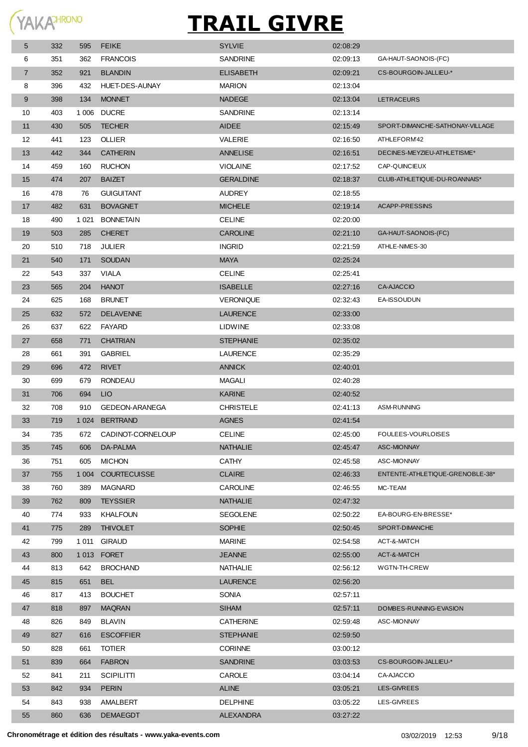# TRAIL GIVRE

| | | | | | | |
|---|---|---|---|---|---|---|
| 5 | 332 | 595 | FEIKE | SYLVIE | 02:08:29 | |
| 6 | 351 | 362 | FRANCOIS | SANDRINE | 02:09:13 | GA-HAUT-SAONOIS-(FC) |
| 7 | 352 | 921 | BLANDIN | ELISABETH | 02:09:21 | CS-BOURGOIN-JALLIEU-* |
| 8 | 396 | 432 | HUET-DES-AUNAY | MARION | 02:13:04 | |
| 9 | 398 | 134 | MONNET | NADEGE | 02:13:04 | LETRACEURS |
| 10 | 403 | 1 006 | DUCRE | SANDRINE | 02:13:14 | |
| 11 | 430 | 505 | TECHER | AIDEE | 02:15:49 | SPORT-DIMANCHE-SATHONAY-VILLAGE |
| 12 | 441 | 123 | OLLIER | VALERIE | 02:16:50 | ATHLEFORM'42 |
| 13 | 442 | 344 | CATHERIN | ANNELISE | 02:16:51 | DECINES-MEYZIEU-ATHLETISME* |
| 14 | 459 | 160 | RUCHON | VIOLAINE | 02:17:52 | CAP-QUINCIEUX |
| 15 | 474 | 207 | BAIZET | GERALDINE | 02:18:37 | CLUB-ATHLETIQUE-DU-ROANNAIS* |
| 16 | 478 | 76 | GUIGUITANT | AUDREY | 02:18:55 | |
| 17 | 482 | 631 | BOVAGNET | MICHELE | 02:19:14 | ACAPP-PRESSINS |
| 18 | 490 | 1 021 | BONNETAIN | CELINE | 02:20:00 | |
| 19 | 503 | 285 | CHERET | CAROLINE | 02:21:10 | GA-HAUT-SAONOIS-(FC) |
| 20 | 510 | 718 | JULIER | INGRID | 02:21:59 | ATHLE-NIMES-30 |
| 21 | 540 | 171 | SOUDAN | MAYA | 02:25:24 | |
| 22 | 543 | 337 | VIALA | CELINE | 02:25:41 | |
| 23 | 565 | 204 | HANOT | ISABELLE | 02:27:16 | CA-AJACCIO |
| 24 | 625 | 168 | BRUNET | VERONIQUE | 02:32:43 | EA-ISSOUDUN |
| 25 | 632 | 572 | DELAVENNE | LAURENCE | 02:33:00 | |
| 26 | 637 | 622 | FAYARD | LIDWINE | 02:33:08 | |
| 27 | 658 | 771 | CHATRIAN | STEPHANIE | 02:35:02 | |
| 28 | 661 | 391 | GABRIEL | LAURENCE | 02:35:29 | |
| 29 | 696 | 472 | RIVET | ANNICK | 02:40:01 | |
| 30 | 699 | 679 | RONDEAU | MAGALI | 02:40:28 | |
| 31 | 706 | 694 | LIO | KARINE | 02:40:52 | |
| 32 | 708 | 910 | GEDEON-ARANEGA | CHRISTELE | 02:41:13 | ASM-RUNNING |
| 33 | 719 | 1 024 | BERTRAND | AGNES | 02:41:54 | |
| 34 | 735 | 672 | CADINOT-CORNELOUP | CELINE | 02:45:00 | FOULEES-VOURLOISES |
| 35 | 745 | 606 | DA-PALMA | NATHALIE | 02:45:47 | ASC-MIONNAY |
| 36 | 751 | 605 | MICHON | CATHY | 02:45:58 | ASC-MIONNAY |
| 37 | 755 | 1 004 | COURTECUISSE | CLAIRE | 02:46:33 | ENTENTE-ATHLETIQUE-GRENOBLE-38* |
| 38 | 760 | 389 | MAGNARD | CAROLINE | 02:46:55 | MC-TEAM |
| 39 | 762 | 809 | TEYSSIER | NATHALIE | 02:47:32 | |
| 40 | 774 | 933 | KHALFOUN | SEGOLENE | 02:50:22 | EA-BOURG-EN-BRESSE* |
| 41 | 775 | 289 | THIVOLET | SOPHIE | 02:50:45 | SPORT-DIMANCHE |
| 42 | 799 | 1 011 | GIRAUD | MARINE | 02:54:58 | ACT-&-MATCH |
| 43 | 800 | 1 013 | FORET | JEANNE | 02:55:00 | ACT-&-MATCH |
| 44 | 813 | 642 | BROCHAND | NATHALIE | 02:56:12 | WGTN-TH-CREW |
| 45 | 815 | 651 | BEL | LAURENCE | 02:56:20 | |
| 46 | 817 | 413 | BOUCHET | SONIA | 02:57:11 | |
| 47 | 818 | 897 | MAQRAN | SIHAM | 02:57:11 | DOMBES-RUNNING-EVASION |
| 48 | 826 | 849 | BLAVIN | CATHERINE | 02:59:48 | ASC-MIONNAY |
| 49 | 827 | 616 | ESCOFFIER | STEPHANIE | 02:59:50 | |
| 50 | 828 | 661 | TOTIER | CORINNE | 03:00:12 | |
| 51 | 839 | 664 | FABRON | SANDRINE | 03:03:53 | CS-BOURGOIN-JALLIEU-* |
| 52 | 841 | 211 | SCIPILITTI | CAROLE | 03:04:14 | CA-AJACCIO |
| 53 | 842 | 934 | PERIN | ALINE | 03:05:21 | LES-GIVREES |
| 54 | 843 | 938 | AMALBERT | DELPHINE | 03:05:22 | LES-GIVREES |
| 55 | 860 | 636 | DEMAEGDT | ALEXANDRA | 03:27:22 | |

**Chronométrage et édition des résultats - www.yaka-events.com** 03/02/2019 12:53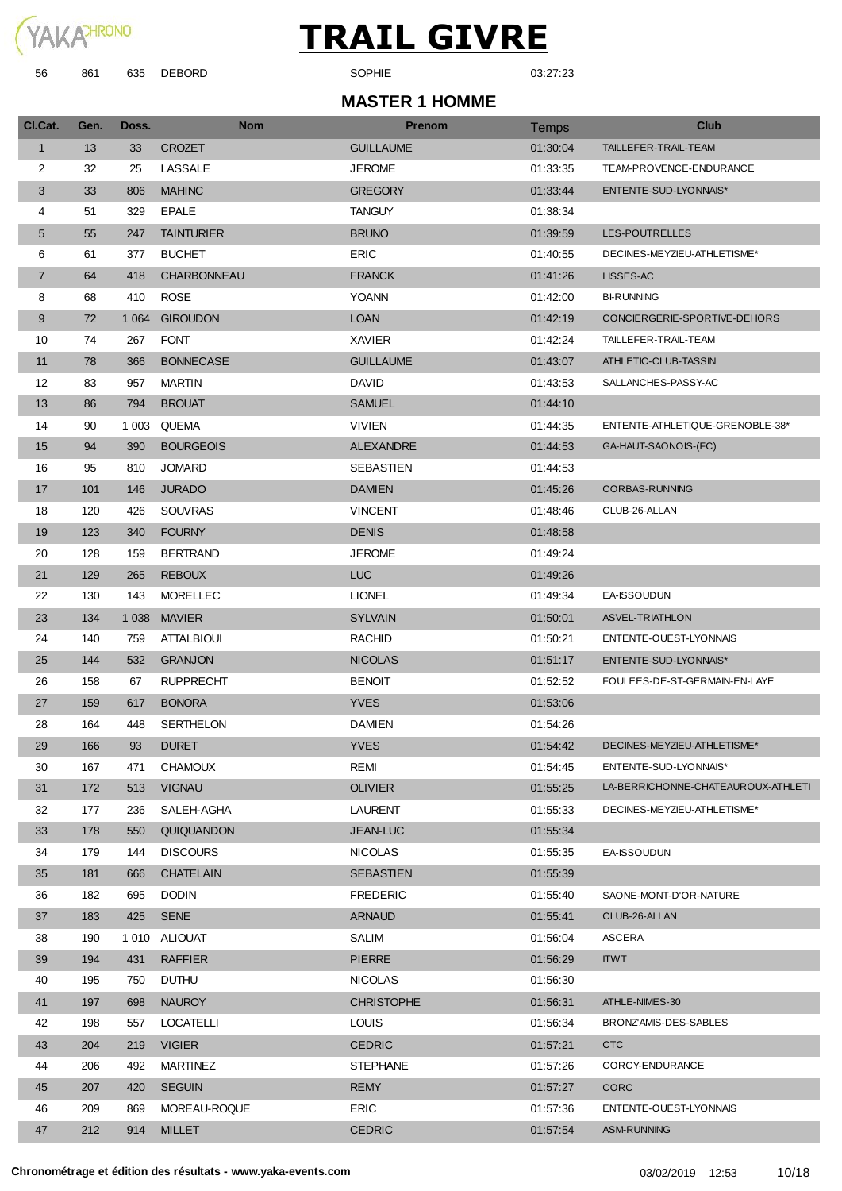# TRAIL GIVRE

| 56 | 861 | 635 | DEBORD | SOPHIE | 03:27:23 | |
|---|---|---|---|---|---|---|

## MASTER 1 HOMME

| Cl.Cat. | Gen. | Doss. | Nom | Prenom | Temps | Club |
|---|---|---|---|---|---|---|
| 1 | 13 | 33 | CROZET | GUILLAUME | 01:30:04 | TAILLEFER-TRAIL-TEAM |
| 2 | 32 | 25 | LASSALE | JEROME | 01:33:35 | TEAM-PROVENCE-ENDURANCE |
| 3 | 33 | 806 | MAHINC | GREGORY | 01:33:44 | ENTENTE-SUD-LYONNAIS* |
| 4 | 51 | 329 | EPALE | TANGUY | 01:38:34 | |
| 5 | 55 | 247 | TAINTURIER | BRUNO | 01:39:59 | LES-POUTRELLES |
| 6 | 61 | 377 | BUCHET | ERIC | 01:40:55 | DECINES-MEYZIEU-ATHLETISME* |
| 7 | 64 | 418 | CHARBONNEAU | FRANCK | 01:41:26 | LISSES-AC |
| 8 | 68 | 410 | ROSE | YOANN | 01:42:00 | BI-RUNNING |
| 9 | 72 | 1 064 | GIROUDON | LOAN | 01:42:19 | CONCIERGERIE-SPORTIVE-DEHORS |
| 10 | 74 | 267 | FONT | XAVIER | 01:42:24 | TAILLEFER-TRAIL-TEAM |
| 11 | 78 | 366 | BONNECASE | GUILLAUME | 01:43:07 | ATHLETIC-CLUB-TASSIN |
| 12 | 83 | 957 | MARTIN | DAVID | 01:43:53 | SALLANCHES-PASSY-AC |
| 13 | 86 | 794 | BROUAT | SAMUEL | 01:44:10 | |
| 14 | 90 | 1 003 | QUEMA | VIVIEN | 01:44:35 | ENTENTE-ATHLETIQUE-GRENOBLE-38* |
| 15 | 94 | 390 | BOURGEOIS | ALEXANDRE | 01:44:53 | GA-HAUT-SAONOIS-(FC) |
| 16 | 95 | 810 | JOMARD | SEBASTIEN | 01:44:53 | |
| 17 | 101 | 146 | JURADO | DAMIEN | 01:45:26 | CORBAS-RUNNING |
| 18 | 120 | 426 | SOUVRAS | VINCENT | 01:48:46 | CLUB-26-ALLAN |
| 19 | 123 | 340 | FOURNY | DENIS | 01:48:58 | |
| 20 | 128 | 159 | BERTRAND | JEROME | 01:49:24 | |
| 21 | 129 | 265 | REBOUX | LUC | 01:49:26 | |
| 22 | 130 | 143 | MORELLEC | LIONEL | 01:49:34 | EA-ISSOUDUN |
| 23 | 134 | 1 038 | MAVIER | SYLVAIN | 01:50:01 | ASVEL-TRIATHLON |
| 24 | 140 | 759 | ATTALBIOUI | RACHID | 01:50:21 | ENTENTE-OUEST-LYONNAIS |
| 25 | 144 | 532 | GRANJON | NICOLAS | 01:51:17 | ENTENTE-SUD-LYONNAIS* |
| 26 | 158 | 67 | RUPPRECHT | BENOIT | 01:52:52 | FOULEES-DE-ST-GERMAIN-EN-LAYE |
| 27 | 159 | 617 | BONORA | YVES | 01:53:06 | |
| 28 | 164 | 448 | SERTHELON | DAMIEN | 01:54:26 | |
| 29 | 166 | 93 | DURET | YVES | 01:54:42 | DECINES-MEYZIEU-ATHLETISME* |
| 30 | 167 | 471 | CHAMOUX | REMI | 01:54:45 | ENTENTE-SUD-LYONNAIS* |
| 31 | 172 | 513 | VIGNAU | OLIVIER | 01:55:25 | LA-BERRICHONNE-CHATEAUROUX-ATHLETI |
| 32 | 177 | 236 | SALEH-AGHA | LAURENT | 01:55:33 | DECINES-MEYZIEU-ATHLETISME* |
| 33 | 178 | 550 | QUIQUANDON | JEAN-LUC | 01:55:34 | |
| 34 | 179 | 144 | DISCOURS | NICOLAS | 01:55:35 | EA-ISSOUDUN |
| 35 | 181 | 666 | CHATELAIN | SEBASTIEN | 01:55:39 | |
| 36 | 182 | 695 | DODIN | FREDERIC | 01:55:40 | SAONE-MONT-D'OR-NATURE |
| 37 | 183 | 425 | SENE | ARNAUD | 01:55:41 | CLUB-26-ALLAN |
| 38 | 190 | 1 010 | ALIOUAT | SALIM | 01:56:04 | ASCERA |
| 39 | 194 | 431 | RAFFIER | PIERRE | 01:56:29 | ITWT |
| 40 | 195 | 750 | DUTHU | NICOLAS | 01:56:30 | |
| 41 | 197 | 698 | NAUROY | CHRISTOPHE | 01:56:31 | ATHLE-NIMES-30 |
| 42 | 198 | 557 | LOCATELLI | LOUIS | 01:56:34 | BRONZ'AMIS-DES-SABLES |
| 43 | 204 | 219 | VIGIER | CEDRIC | 01:57:21 | CTC |
| 44 | 206 | 492 | MARTINEZ | STEPHANE | 01:57:26 | CORCY-ENDURANCE |
| 45 | 207 | 420 | SEGUIN | REMY | 01:57:27 | CORC |
| 46 | 209 | 869 | MOREAU-ROQUE | ERIC | 01:57:36 | ENTENTE-OUEST-LYONNAIS |
| 47 | 212 | 914 | MILLET | CEDRIC | 01:57:54 | ASM-RUNNING |

**Chronométrage et édition des résultats - www.yaka-events.com** 03/02/2019 12:53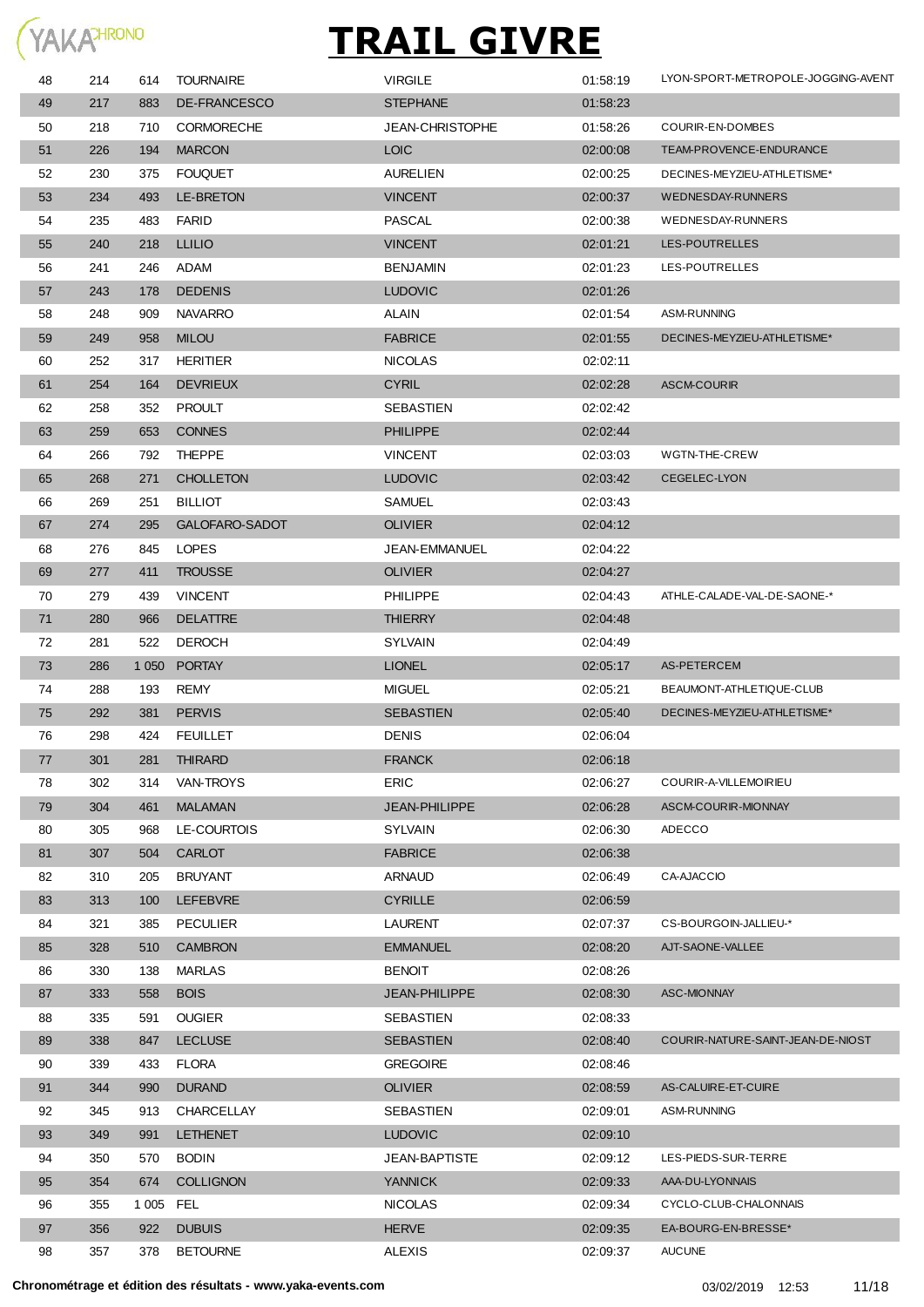# TRAIL GIVRE

| | | | | | | |
|---|---|---|---|---|---|---|
| 48 | 214 | 614 | TOURNAIRE | VIRGILE | 01:58:19 | LYON-SPORT-METROPOLE-JOGGING-AVENT |
| 49 | 217 | 883 | DE-FRANCESCO | STEPHANE | 01:58:23 | |
| 50 | 218 | 710 | CORMORECHE | JEAN-CHRISTOPHE | 01:58:26 | COURIR-EN-DOMBES |
| 51 | 226 | 194 | MARCON | LOIC | 02:00:08 | TEAM-PROVENCE-ENDURANCE |
| 52 | 230 | 375 | FOUQUET | AURELIEN | 02:00:25 | DECINES-MEYZIEU-ATHLETISME* |
| 53 | 234 | 493 | LE-BRETON | VINCENT | 02:00:37 | WEDNESDAY-RUNNERS |
| 54 | 235 | 483 | FARID | PASCAL | 02:00:38 | WEDNESDAY-RUNNERS |
| 55 | 240 | 218 | LLILIO | VINCENT | 02:01:21 | LES-POUTRELLES |
| 56 | 241 | 246 | ADAM | BENJAMIN | 02:01:23 | LES-POUTRELLES |
| 57 | 243 | 178 | DEDENIS | LUDOVIC | 02:01:26 | |
| 58 | 248 | 909 | NAVARRO | ALAIN | 02:01:54 | ASM-RUNNING |
| 59 | 249 | 958 | MILOU | FABRICE | 02:01:55 | DECINES-MEYZIEU-ATHLETISME* |
| 60 | 252 | 317 | HERITIER | NICOLAS | 02:02:11 | |
| 61 | 254 | 164 | DEVRIEUX | CYRIL | 02:02:28 | ASCM-COURIR |
| 62 | 258 | 352 | PROULT | SEBASTIEN | 02:02:42 | |
| 63 | 259 | 653 | CONNES | PHILIPPE | 02:02:44 | |
| 64 | 266 | 792 | THEPPE | VINCENT | 02:03:03 | WGTN-THE-CREW |
| 65 | 268 | 271 | CHOLLETON | LUDOVIC | 02:03:42 | CEGELEC-LYON |
| 66 | 269 | 251 | BILLIOT | SAMUEL | 02:03:43 | |
| 67 | 274 | 295 | GALOFARO-SADOT | OLIVIER | 02:04:12 | |
| 68 | 276 | 845 | LOPES | JEAN-EMMANUEL | 02:04:22 | |
| 69 | 277 | 411 | TROUSSE | OLIVIER | 02:04:27 | |
| 70 | 279 | 439 | VINCENT | PHILIPPE | 02:04:43 | ATHLE-CALADE-VAL-DE-SAONE-* |
| 71 | 280 | 966 | DELATTRE | THIERRY | 02:04:48 | |
| 72 | 281 | 522 | DEROCH | SYLVAIN | 02:04:49 | |
| 73 | 286 | 1 050 | PORTAY | LIONEL | 02:05:17 | AS-PETERCEM |
| 74 | 288 | 193 | REMY | MIGUEL | 02:05:21 | BEAUMONT-ATHLETIQUE-CLUB |
| 75 | 292 | 381 | PERVIS | SEBASTIEN | 02:05:40 | DECINES-MEYZIEU-ATHLETISME* |
| 76 | 298 | 424 | FEUILLET | DENIS | 02:06:04 | |
| 77 | 301 | 281 | THIRARD | FRANCK | 02:06:18 | |
| 78 | 302 | 314 | VAN-TROYS | ERIC | 02:06:27 | COURIR-A-VILLEMOIRIEU |
| 79 | 304 | 461 | MALAMAN | JEAN-PHILIPPE | 02:06:28 | ASCM-COURIR-MIONNAY |
| 80 | 305 | 968 | LE-COURTOIS | SYLVAIN | 02:06:30 | ADECCO |
| 81 | 307 | 504 | CARLOT | FABRICE | 02:06:38 | |
| 82 | 310 | 205 | BRUYANT | ARNAUD | 02:06:49 | CA-AJACCIO |
| 83 | 313 | 100 | LEFEBVRE | CYRILLE | 02:06:59 | |
| 84 | 321 | 385 | PECULIER | LAURENT | 02:07:37 | CS-BOURGOIN-JALLIEU-* |
| 85 | 328 | 510 | CAMBRON | EMMANUEL | 02:08:20 | AJT-SAONE-VALLEE |
| 86 | 330 | 138 | MARLAS | BENOIT | 02:08:26 | |
| 87 | 333 | 558 | BOIS | JEAN-PHILIPPE | 02:08:30 | ASC-MIONNAY |
| 88 | 335 | 591 | OUGIER | SEBASTIEN | 02:08:33 | |
| 89 | 338 | 847 | LECLUSE | SEBASTIEN | 02:08:40 | COURIR-NATURE-SAINT-JEAN-DE-NIOST |
| 90 | 339 | 433 | FLORA | GREGOIRE | 02:08:46 | |
| 91 | 344 | 990 | DURAND | OLIVIER | 02:08:59 | AS-CALUIRE-ET-CUIRE |
| 92 | 345 | 913 | CHARCELLAY | SEBASTIEN | 02:09:01 | ASM-RUNNING |
| 93 | 349 | 991 | LETHENET | LUDOVIC | 02:09:10 | |
| 94 | 350 | 570 | BODIN | JEAN-BAPTISTE | 02:09:12 | LES-PIEDS-SUR-TERRE |
| 95 | 354 | 674 | COLLIGNON | YANNICK | 02:09:33 | AAA-DU-LYONNAIS |
| 96 | 355 | 1 005 | FEL | NICOLAS | 02:09:34 | CYCLO-CLUB-CHALONNAIS |
| 97 | 356 | 922 | DUBUIS | HERVE | 02:09:35 | EA-BOURG-EN-BRESSE* |
| 98 | 357 | 378 | BETOURNE | ALEXIS | 02:09:37 | AUCUNE |

**Chronométrage et édition des résultats - www.yaka-events.com** 03/02/2019 12:53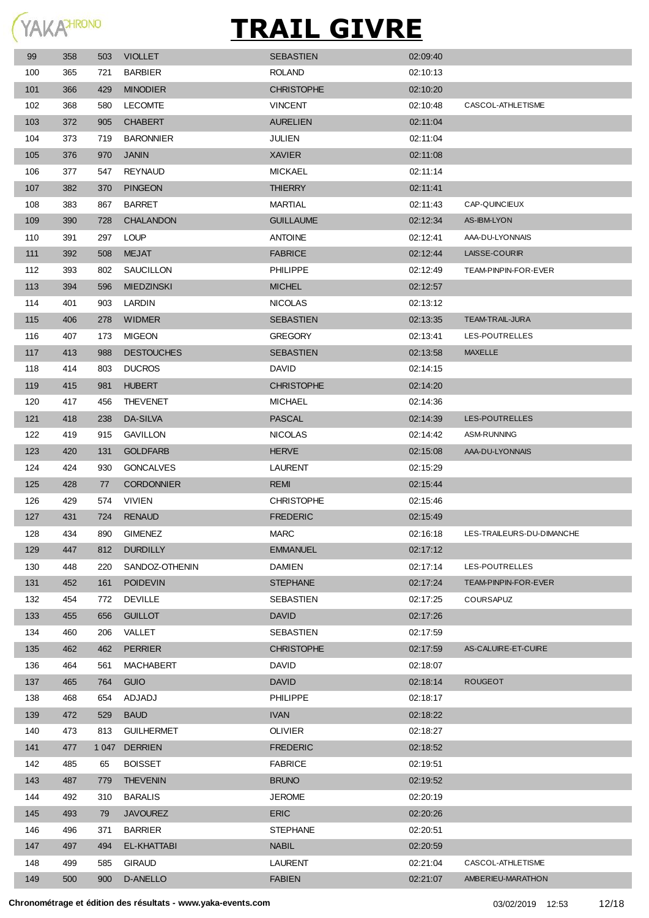# TRAIL GIVRE

| | | | | | | |
|---|---|---|---|---|---|---|
| 99 | 358 | 503 | VIOLLET | SEBASTIEN | 02:09:40 | |
| 100 | 365 | 721 | BARBIER | ROLAND | 02:10:13 | |
| 101 | 366 | 429 | MINODIER | CHRISTOPHE | 02:10:20 | |
| 102 | 368 | 580 | LECOMTE | VINCENT | 02:10:48 | CASCOL-ATHLETISME |
| 103 | 372 | 905 | CHABERT | AURELIEN | 02:11:04 | |
| 104 | 373 | 719 | BARONNIER | JULIEN | 02:11:04 | |
| 105 | 376 | 970 | JANIN | XAVIER | 02:11:08 | |
| 106 | 377 | 547 | REYNAUD | MICKAEL | 02:11:14 | |
| 107 | 382 | 370 | PINGEON | THIERRY | 02:11:41 | |
| 108 | 383 | 867 | BARRET | MARTIAL | 02:11:43 | CAP-QUINCIEUX |
| 109 | 390 | 728 | CHALANDON | GUILLAUME | 02:12:34 | AS-IBM-LYON |
| 110 | 391 | 297 | LOUP | ANTOINE | 02:12:41 | AAA-DU-LYONNAIS |
| 111 | 392 | 508 | MEJAT | FABRICE | 02:12:44 | LAISSE-COURIR |
| 112 | 393 | 802 | SAUCILLON | PHILIPPE | 02:12:49 | TEAM-PINPIN-FOR-EVER |
| 113 | 394 | 596 | MIEDZINSKI | MICHEL | 02:12:57 | |
| 114 | 401 | 903 | LARDIN | NICOLAS | 02:13:12 | |
| 115 | 406 | 278 | WIDMER | SEBASTIEN | 02:13:35 | TEAM-TRAIL-JURA |
| 116 | 407 | 173 | MIGEON | GREGORY | 02:13:41 | LES-POUTRELLES |
| 117 | 413 | 988 | DESTOUCHES | SEBASTIEN | 02:13:58 | MAXELLE |
| 118 | 414 | 803 | DUCROS | DAVID | 02:14:15 | |
| 119 | 415 | 981 | HUBERT | CHRISTOPHE | 02:14:20 | |
| 120 | 417 | 456 | THEVENET | MICHAEL | 02:14:36 | |
| 121 | 418 | 238 | DA-SILVA | PASCAL | 02:14:39 | LES-POUTRELLES |
| 122 | 419 | 915 | GAVILLON | NICOLAS | 02:14:42 | ASM-RUNNING |
| 123 | 420 | 131 | GOLDFARB | HERVE | 02:15:08 | AAA-DU-LYONNAIS |
| 124 | 424 | 930 | GONCALVES | LAURENT | 02:15:29 | |
| 125 | 428 | 77 | CORDONNIER | REMI | 02:15:44 | |
| 126 | 429 | 574 | VIVIEN | CHRISTOPHE | 02:15:46 | |
| 127 | 431 | 724 | RENAUD | FREDERIC | 02:15:49 | |
| 128 | 434 | 890 | GIMENEZ | MARC | 02:16:18 | LES-TRAILEURS-DU-DIMANCHE |
| 129 | 447 | 812 | DURDILLY | EMMANUEL | 02:17:12 | |
| 130 | 448 | 220 | SANDOZ-OTHENIN | DAMIEN | 02:17:14 | LES-POUTRELLES |
| 131 | 452 | 161 | POIDEVIN | STEPHANE | 02:17:24 | TEAM-PINPIN-FOR-EVER |
| 132 | 454 | 772 | DEVILLE | SEBASTIEN | 02:17:25 | COURSAPUZ |
| 133 | 455 | 656 | GUILLOT | DAVID | 02:17:26 | |
| 134 | 460 | 206 | VALLET | SEBASTIEN | 02:17:59 | |
| 135 | 462 | 462 | PERRIER | CHRISTOPHE | 02:17:59 | AS-CALUIRE-ET-CUIRE |
| 136 | 464 | 561 | MACHABERT | DAVID | 02:18:07 | |
| 137 | 465 | 764 | GUIO | DAVID | 02:18:14 | ROUGEOT |
| 138 | 468 | 654 | ADJADJ | PHILIPPE | 02:18:17 | |
| 139 | 472 | 529 | BAUD | IVAN | 02:18:22 | |
| 140 | 473 | 813 | GUILHERMET | OLIVIER | 02:18:27 | |
| 141 | 477 | 1 047 | DERRIEN | FREDERIC | 02:18:52 | |
| 142 | 485 | 65 | BOISSET | FABRICE | 02:19:51 | |
| 143 | 487 | 779 | THEVENIN | BRUNO | 02:19:52 | |
| 144 | 492 | 310 | BARALIS | JEROME | 02:20:19 | |
| 145 | 493 | 79 | JAVOUREZ | ERIC | 02:20:26 | |
| 146 | 496 | 371 | BARRIER | STEPHANE | 02:20:51 | |
| 147 | 497 | 494 | EL-KHATTABI | NABIL | 02:20:59 | |
| 148 | 499 | 585 | GIRAUD | LAURENT | 02:21:04 | CASCOL-ATHLETISME |
| 149 | 500 | 900 | D-ANELLO | FABIEN | 02:21:07 | AMBERIEU-MARATHON |

**Chronométrage et édition des résultats - www.yaka-events.com** 03/02/2019 12:53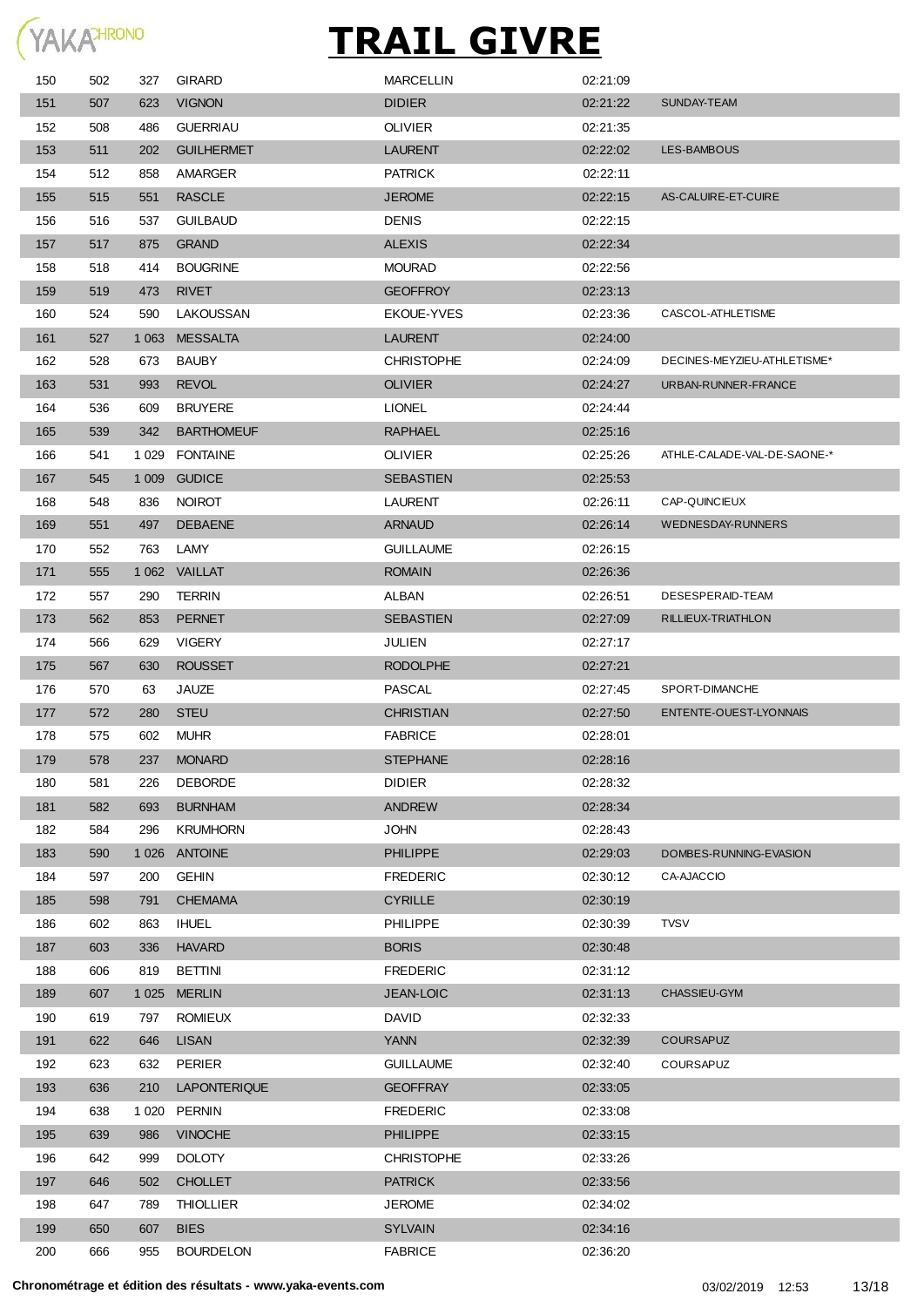# TRAIL GIVRE

| | | | | | | |
|---|---|---|---|---|---|---|
| 150 | 502 | 327 | GIRARD | MARCELLIN | 02:21:09 | |
| 151 | 507 | 623 | VIGNON | DIDIER | 02:21:22 | SUNDAY-TEAM |
| 152 | 508 | 486 | GUERRIAU | OLIVIER | 02:21:35 | |
| 153 | 511 | 202 | GUILHERMET | LAURENT | 02:22:02 | LES-BAMBOUS |
| 154 | 512 | 858 | AMARGER | PATRICK | 02:22:11 | |
| 155 | 515 | 551 | RASCLE | JEROME | 02:22:15 | AS-CALUIRE-ET-CUIRE |
| 156 | 516 | 537 | GUILBAUD | DENIS | 02:22:15 | |
| 157 | 517 | 875 | GRAND | ALEXIS | 02:22:34 | |
| 158 | 518 | 414 | BOUGRINE | MOURAD | 02:22:56 | |
| 159 | 519 | 473 | RIVET | GEOFFROY | 02:23:13 | |
| 160 | 524 | 590 | LAKOUSSAN | EKOUE-YVES | 02:23:36 | CASCOL-ATHLETISME |
| 161 | 527 | 1 063 | MESSALTA | LAURENT | 02:24:00 | |
| 162 | 528 | 673 | BAUBY | CHRISTOPHE | 02:24:09 | DECINES-MEYZIEU-ATHLETISME* |
| 163 | 531 | 993 | REVOL | OLIVIER | 02:24:27 | URBAN-RUNNER-FRANCE |
| 164 | 536 | 609 | BRUYERE | LIONEL | 02:24:44 | |
| 165 | 539 | 342 | BARTHOMEUF | RAPHAEL | 02:25:16 | |
| 166 | 541 | 1 029 | FONTAINE | OLIVIER | 02:25:26 | ATHLE-CALADE-VAL-DE-SAONE-* |
| 167 | 545 | 1 009 | GUDICE | SEBASTIEN | 02:25:53 | |
| 168 | 548 | 836 | NOIROT | LAURENT | 02:26:11 | CAP-QUINCIEUX |
| 169 | 551 | 497 | DEBAENE | ARNAUD | 02:26:14 | WEDNESDAY-RUNNERS |
| 170 | 552 | 763 | LAMY | GUILLAUME | 02:26:15 | |
| 171 | 555 | 1 062 | VAILLAT | ROMAIN | 02:26:36 | |
| 172 | 557 | 290 | TERRIN | ALBAN | 02:26:51 | DESESPERAID-TEAM |
| 173 | 562 | 853 | PERNET | SEBASTIEN | 02:27:09 | RILLIEUX-TRIATHLON |
| 174 | 566 | 629 | VIGERY | JULIEN | 02:27:17 | |
| 175 | 567 | 630 | ROUSSET | RODOLPHE | 02:27:21 | |
| 176 | 570 | 63 | JAUZE | PASCAL | 02:27:45 | SPORT-DIMANCHE |
| 177 | 572 | 280 | STEU | CHRISTIAN | 02:27:50 | ENTENTE-OUEST-LYONNAIS |
| 178 | 575 | 602 | MUHR | FABRICE | 02:28:01 | |
| 179 | 578 | 237 | MONARD | STEPHANE | 02:28:16 | |
| 180 | 581 | 226 | DEBORDE | DIDIER | 02:28:32 | |
| 181 | 582 | 693 | BURNHAM | ANDREW | 02:28:34 | |
| 182 | 584 | 296 | KRUMHORN | JOHN | 02:28:43 | |
| 183 | 590 | 1 026 | ANTOINE | PHILIPPE | 02:29:03 | DOMBES-RUNNING-EVASION |
| 184 | 597 | 200 | GEHIN | FREDERIC | 02:30:12 | CA-AJACCIO |
| 185 | 598 | 791 | CHEMAMA | CYRILLE | 02:30:19 | |
| 186 | 602 | 863 | IHUEL | PHILIPPE | 02:30:39 | TVSV |
| 187 | 603 | 336 | HAVARD | BORIS | 02:30:48 | |
| 188 | 606 | 819 | BETTINI | FREDERIC | 02:31:12 | |
| 189 | 607 | 1 025 | MERLIN | JEAN-LOIC | 02:31:13 | CHASSIEU-GYM |
| 190 | 619 | 797 | ROMIEUX | DAVID | 02:32:33 | |
| 191 | 622 | 646 | LISAN | YANN | 02:32:39 | COURSAPUZ |
| 192 | 623 | 632 | PERIER | GUILLAUME | 02:32:40 | COURSAPUZ |
| 193 | 636 | 210 | LAPONTERIQUE | GEOFFRAY | 02:33:05 | |
| 194 | 638 | 1 020 | PERNIN | FREDERIC | 02:33:08 | |
| 195 | 639 | 986 | VINOCHE | PHILIPPE | 02:33:15 | |
| 196 | 642 | 999 | DOLOTY | CHRISTOPHE | 02:33:26 | |
| 197 | 646 | 502 | CHOLLET | PATRICK | 02:33:56 | |
| 198 | 647 | 789 | THIOLLIER | JEROME | 02:34:02 | |
| 199 | 650 | 607 | BIES | SYLVAIN | 02:34:16 | |
| 200 | 666 | 955 | BOURDELON | FABRICE | 02:36:20 | |

**Chronométrage et édition des résultats - www.yaka-events.com** 03/02/2019 12:53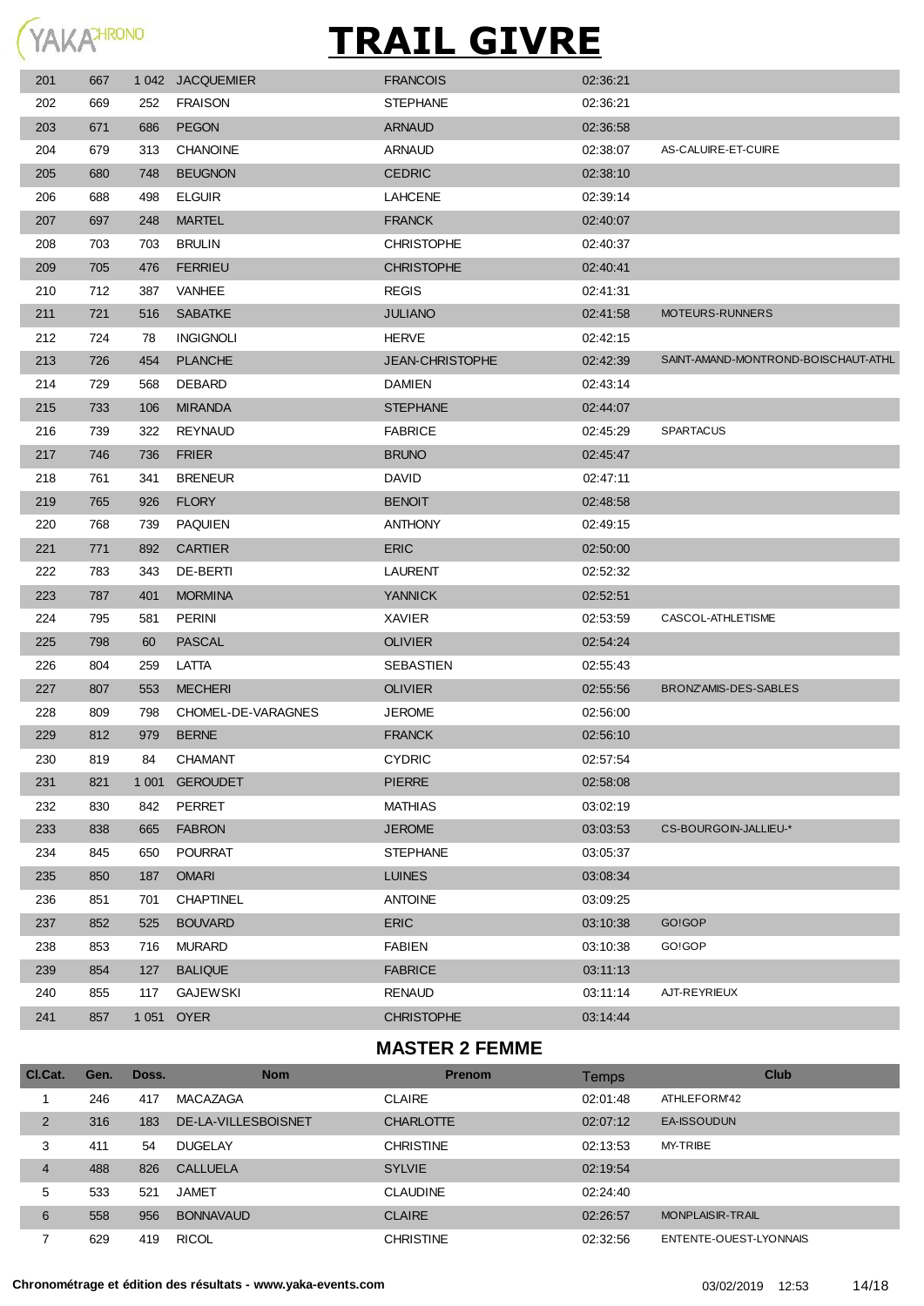# TRAIL GIVRE

| Cl.Cat. | Gen. | Doss. | Nom | Prenom | Temps | Club |
|---|---|---|---|---|---|---|
| 201 | 667 | 1 042 | JACQUEMIER | FRANCOIS | 02:36:21 | |
| 202 | 669 | 252 | FRAISON | STEPHANE | 02:36:21 | |
| 203 | 671 | 686 | PEGON | ARNAUD | 02:36:58 | |
| 204 | 679 | 313 | CHANOINE | ARNAUD | 02:38:07 | AS-CALUIRE-ET-CUIRE |
| 205 | 680 | 748 | BEUGNON | CEDRIC | 02:38:10 | |
| 206 | 688 | 498 | ELGUIR | LAHCENE | 02:39:14 | |
| 207 | 697 | 248 | MARTEL | FRANCK | 02:40:07 | |
| 208 | 703 | 703 | BRULIN | CHRISTOPHE | 02:40:37 | |
| 209 | 705 | 476 | FERRIEU | CHRISTOPHE | 02:40:41 | |
| 210 | 712 | 387 | VANHEE | REGIS | 02:41:31 | |
| 211 | 721 | 516 | SABATKE | JULIANO | 02:41:58 | MOTEURS-RUNNERS |
| 212 | 724 | 78 | INGIGNOLI | HERVE | 02:42:15 | |
| 213 | 726 | 454 | PLANCHE | JEAN-CHRISTOPHE | 02:42:39 | SAINT-AMAND-MONTROND-BOISCHAUT-ATHL |
| 214 | 729 | 568 | DEBARD | DAMIEN | 02:43:14 | |
| 215 | 733 | 106 | MIRANDA | STEPHANE | 02:44:07 | |
| 216 | 739 | 322 | REYNAUD | FABRICE | 02:45:29 | SPARTACUS |
| 217 | 746 | 736 | FRIER | BRUNO | 02:45:47 | |
| 218 | 761 | 341 | BRENEUR | DAVID | 02:47:11 | |
| 219 | 765 | 926 | FLORY | BENOIT | 02:48:58 | |
| 220 | 768 | 739 | PAQUIEN | ANTHONY | 02:49:15 | |
| 221 | 771 | 892 | CARTIER | ERIC | 02:50:00 | |
| 222 | 783 | 343 | DE-BERTI | LAURENT | 02:52:32 | |
| 223 | 787 | 401 | MORMINA | YANNICK | 02:52:51 | |
| 224 | 795 | 581 | PERINI | XAVIER | 02:53:59 | CASCOL-ATHLETISME |
| 225 | 798 | 60 | PASCAL | OLIVIER | 02:54:24 | |
| 226 | 804 | 259 | LATTA | SEBASTIEN | 02:55:43 | |
| 227 | 807 | 553 | MECHERI | OLIVIER | 02:55:56 | BRONZ'AMIS-DES-SABLES |
| 228 | 809 | 798 | CHOMEL-DE-VARAGNES | JEROME | 02:56:00 | |
| 229 | 812 | 979 | BERNE | FRANCK | 02:56:10 | |
| 230 | 819 | 84 | CHAMANT | CYDRIC | 02:57:54 | |
| 231 | 821 | 1 001 | GEROUDET | PIERRE | 02:58:08 | |
| 232 | 830 | 842 | PERRET | MATHIAS | 03:02:19 | |
| 233 | 838 | 665 | FABRON | JEROME | 03:03:53 | CS-BOURGOIN-JALLIEU-* |
| 234 | 845 | 650 | POURRAT | STEPHANE | 03:05:37 | |
| 235 | 850 | 187 | OMARI | LUINES | 03:08:34 | |
| 236 | 851 | 701 | CHAPTINEL | ANTOINE | 03:09:25 | |
| 237 | 852 | 525 | BOUVARD | ERIC | 03:10:38 | GO!GOP |
| 238 | 853 | 716 | MURARD | FABIEN | 03:10:38 | GO!GOP |
| 239 | 854 | 127 | BALIQUE | FABRICE | 03:11:13 | |
| 240 | 855 | 117 | GAJEWSKI | RENAUD | 03:11:14 | AJT-REYRIEUX |
| 241 | 857 | 1 051 | OYER | CHRISTOPHE | 03:14:44 | |

## MASTER 2 FEMME

| Cl.Cat. | Gen. | Doss. | Nom | Prenom | Temps | Club |
|---|---|---|---|---|---|---|
| 1 | 246 | 417 | MACAZAGA | CLAIRE | 02:01:48 | ATHLEFORM'42 |
| 2 | 316 | 183 | DE-LA-VILLESBOISNET | CHARLOTTE | 02:07:12 | EA-ISSOUDUN |
| 3 | 411 | 54 | DUGELAY | CHRISTINE | 02:13:53 | MY-TRIBE |
| 4 | 488 | 826 | CALLUELA | SYLVIE | 02:19:54 | |
| 5 | 533 | 521 | JAMET | CLAUDINE | 02:24:40 | |
| 6 | 558 | 956 | BONNAVAUD | CLAIRE | 02:26:57 | MONPLAISIR-TRAIL |
| 7 | 629 | 419 | RICOL | CHRISTINE | 02:32:56 | ENTENTE-OUEST-LYONNAIS |

**Chronométrage et édition des résultats - www.yaka-events.com** 03/02/2019 12:53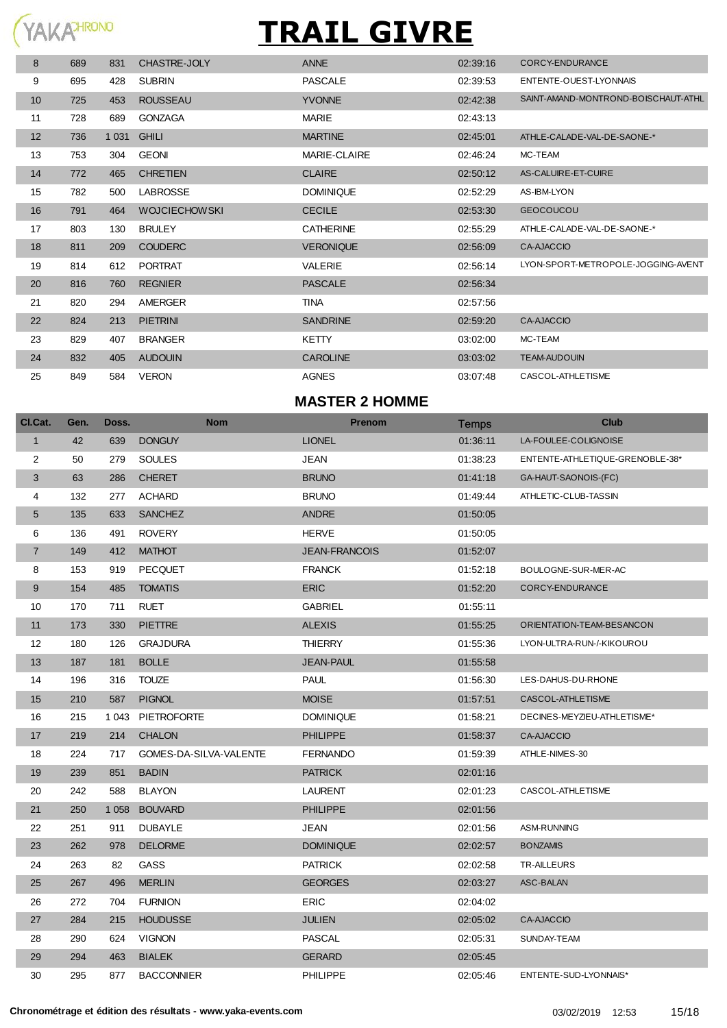# TRAIL GIVRE

| Cl.Cat. | Gen. | Doss. | Nom | Prenom | Temps | Club |
|---|---|---|---|---|---|---|
| 8 | 689 | 831 | CHASTRE-JOLY | ANNE | 02:39:16 | CORCY-ENDURANCE |
| 9 | 695 | 428 | SUBRIN | PASCALE | 02:39:53 | ENTENTE-OUEST-LYONNAIS |
| 10 | 725 | 453 | ROUSSEAU | YVONNE | 02:42:38 | SAINT-AMAND-MONTROND-BOISCHAUT-ATHL |
| 11 | 728 | 689 | GONZAGA | MARIE | 02:43:13 | |
| 12 | 736 | 1 031 | GHILI | MARTINE | 02:45:01 | ATHLE-CALADE-VAL-DE-SAONE-* |
| 13 | 753 | 304 | GEONI | MARIE-CLAIRE | 02:46:24 | MC-TEAM |
| 14 | 772 | 465 | CHRETIEN | CLAIRE | 02:50:12 | AS-CALUIRE-ET-CUIRE |
| 15 | 782 | 500 | LABROSSE | DOMINIQUE | 02:52:29 | AS-IBM-LYON |
| 16 | 791 | 464 | WOJCIECHOWSKI | CECILE | 02:53:30 | GEOCOUCOU |
| 17 | 803 | 130 | BRULEY | CATHERINE | 02:55:29 | ATHLE-CALADE-VAL-DE-SAONE-* |
| 18 | 811 | 209 | COUDERC | VERONIQUE | 02:56:09 | CA-AJACCIO |
| 19 | 814 | 612 | PORTRAT | VALERIE | 02:56:14 | LYON-SPORT-METROPOLE-JOGGING-AVENT |
| 20 | 816 | 760 | REGNIER | PASCALE | 02:56:34 | |
| 21 | 820 | 294 | AMERGER | TINA | 02:57:56 | |
| 22 | 824 | 213 | PIETRINI | SANDRINE | 02:59:20 | CA-AJACCIO |
| 23 | 829 | 407 | BRANGER | KETTY | 03:02:00 | MC-TEAM |
| 24 | 832 | 405 | AUDOUIN | CAROLINE | 03:03:02 | TEAM-AUDOUIN |
| 25 | 849 | 584 | VERON | AGNES | 03:07:48 | CASCOL-ATHLETISME |

## MASTER 2 HOMME

| Cl.Cat. | Gen. | Doss. | Nom | Prenom | Temps | Club |
|---|---|---|---|---|---|---|
| 1 | 42 | 639 | DONGUY | LIONEL | 01:36:11 | LA-FOULEE-COLIGNOISE |
| 2 | 50 | 279 | SOULES | JEAN | 01:38:23 | ENTENTE-ATHLETIQUE-GRENOBLE-38* |
| 3 | 63 | 286 | CHERET | BRUNO | 01:41:18 | GA-HAUT-SAONOIS-(FC) |
| 4 | 132 | 277 | ACHARD | BRUNO | 01:49:44 | ATHLETIC-CLUB-TASSIN |
| 5 | 135 | 633 | SANCHEZ | ANDRE | 01:50:05 | |
| 6 | 136 | 491 | ROVERY | HERVE | 01:50:05 | |
| 7 | 149 | 412 | MATHOT | JEAN-FRANCOIS | 01:52:07 | |
| 8 | 153 | 919 | PECQUET | FRANCK | 01:52:18 | BOULOGNE-SUR-MER-AC |
| 9 | 154 | 485 | TOMATIS | ERIC | 01:52:20 | CORCY-ENDURANCE |
| 10 | 170 | 711 | RUET | GABRIEL | 01:55:11 | |
| 11 | 173 | 330 | PIETTRE | ALEXIS | 01:55:25 | ORIENTATION-TEAM-BESANCON |
| 12 | 180 | 126 | GRAJDURA | THIERRY | 01:55:36 | LYON-ULTRA-RUN-/-KIKOUROU |
| 13 | 187 | 181 | BOLLE | JEAN-PAUL | 01:55:58 | |
| 14 | 196 | 316 | TOUZE | PAUL | 01:56:30 | LES-DAHUS-DU-RHONE |
| 15 | 210 | 587 | PIGNOL | MOISE | 01:57:51 | CASCOL-ATHLETISME |
| 16 | 215 | 1 043 | PIETROFORTE | DOMINIQUE | 01:58:21 | DECINES-MEYZIEU-ATHLETISME* |
| 17 | 219 | 214 | CHALON | PHILIPPE | 01:58:37 | CA-AJACCIO |
| 18 | 224 | 717 | GOMES-DA-SILVA-VALENTE | FERNANDO | 01:59:39 | ATHLE-NIMES-30 |
| 19 | 239 | 851 | BADIN | PATRICK | 02:01:16 | |
| 20 | 242 | 588 | BLAYON | LAURENT | 02:01:23 | CASCOL-ATHLETISME |
| 21 | 250 | 1 058 | BOUVARD | PHILIPPE | 02:01:56 | |
| 22 | 251 | 911 | DUBAYLE | JEAN | 02:01:56 | ASM-RUNNING |
| 23 | 262 | 978 | DELORME | DOMINIQUE | 02:02:57 | BONZAMIS |
| 24 | 263 | 82 | GASS | PATRICK | 02:02:58 | TR-AILLEURS |
| 25 | 267 | 496 | MERLIN | GEORGES | 02:03:27 | ASC-BALAN |
| 26 | 272 | 704 | FURNION | ERIC | 02:04:02 | |
| 27 | 284 | 215 | HOUDUSSE | JULIEN | 02:05:02 | CA-AJACCIO |
| 28 | 290 | 624 | VIGNON | PASCAL | 02:05:31 | SUNDAY-TEAM |
| 29 | 294 | 463 | BIALEK | GERARD | 02:05:45 | |
| 30 | 295 | 877 | BACCONNIER | PHILIPPE | 02:05:46 | ENTENTE-SUD-LYONNAIS* |

**Chronométrage et édition des résultats - www.yaka-events.com** 03/02/2019 12:53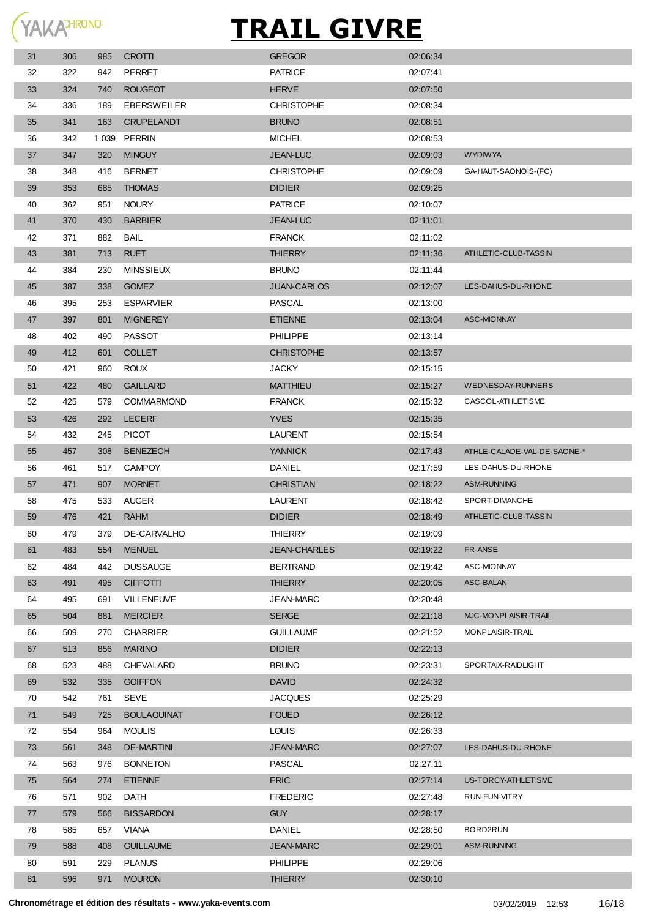# TRAIL GIVRE

| | | | | | | |
|---|---|---|---|---|---|---|
| 31 | 306 | 985 | CROTTI | GREGOR | 02:06:34 | |
| 32 | 322 | 942 | PERRET | PATRICE | 02:07:41 | |
| 33 | 324 | 740 | ROUGEOT | HERVE | 02:07:50 | |
| 34 | 336 | 189 | EBERSWEILER | CHRISTOPHE | 02:08:34 | |
| 35 | 341 | 163 | CRUPELANDT | BRUNO | 02:08:51 | |
| 36 | 342 | 1 039 | PERRIN | MICHEL | 02:08:53 | |
| 37 | 347 | 320 | MINGUY | JEAN-LUC | 02:09:03 | WYDIWYA |
| 38 | 348 | 416 | BERNET | CHRISTOPHE | 02:09:09 | GA-HAUT-SAONOIS-(FC) |
| 39 | 353 | 685 | THOMAS | DIDIER | 02:09:25 | |
| 40 | 362 | 951 | NOURY | PATRICE | 02:10:07 | |
| 41 | 370 | 430 | BARBIER | JEAN-LUC | 02:11:01 | |
| 42 | 371 | 882 | BAIL | FRANCK | 02:11:02 | |
| 43 | 381 | 713 | RUET | THIERRY | 02:11:36 | ATHLETIC-CLUB-TASSIN |
| 44 | 384 | 230 | MINSSIEUX | BRUNO | 02:11:44 | |
| 45 | 387 | 338 | GOMEZ | JUAN-CARLOS | 02:12:07 | LES-DAHUS-DU-RHONE |
| 46 | 395 | 253 | ESPARVIER | PASCAL | 02:13:00 | |
| 47 | 397 | 801 | MIGNEREY | ETIENNE | 02:13:04 | ASC-MIONNAY |
| 48 | 402 | 490 | PASSOT | PHILIPPE | 02:13:14 | |
| 49 | 412 | 601 | COLLET | CHRISTOPHE | 02:13:57 | |
| 50 | 421 | 960 | ROUX | JACKY | 02:15:15 | |
| 51 | 422 | 480 | GAILLARD | MATTHIEU | 02:15:27 | WEDNESDAY-RUNNERS |
| 52 | 425 | 579 | COMMARMOND | FRANCK | 02:15:32 | CASCOL-ATHLETISME |
| 53 | 426 | 292 | LECERF | YVES | 02:15:35 | |
| 54 | 432 | 245 | PICOT | LAURENT | 02:15:54 | |
| 55 | 457 | 308 | BENEZECH | YANNICK | 02:17:43 | ATHLE-CALADE-VAL-DE-SAONE-* |
| 56 | 461 | 517 | CAMPOY | DANIEL | 02:17:59 | LES-DAHUS-DU-RHONE |
| 57 | 471 | 907 | MORNET | CHRISTIAN | 02:18:22 | ASM-RUNNING |
| 58 | 475 | 533 | AUGER | LAURENT | 02:18:42 | SPORT-DIMANCHE |
| 59 | 476 | 421 | RAHM | DIDIER | 02:18:49 | ATHLETIC-CLUB-TASSIN |
| 60 | 479 | 379 | DE-CARVALHO | THIERRY | 02:19:09 | |
| 61 | 483 | 554 | MENUEL | JEAN-CHARLES | 02:19:22 | FR-ANSE |
| 62 | 484 | 442 | DUSSAUGE | BERTRAND | 02:19:42 | ASC-MIONNAY |
| 63 | 491 | 495 | CIFFOTTI | THIERRY | 02:20:05 | ASC-BALAN |
| 64 | 495 | 691 | VILLENEUVE | JEAN-MARC | 02:20:48 | |
| 65 | 504 | 881 | MERCIER | SERGE | 02:21:18 | MJC-MONPLAISIR-TRAIL |
| 66 | 509 | 270 | CHARRIER | GUILLAUME | 02:21:52 | MONPLAISIR-TRAIL |
| 67 | 513 | 856 | MARINO | DIDIER | 02:22:13 | |
| 68 | 523 | 488 | CHEVALARD | BRUNO | 02:23:31 | SPORTAIX-RAIDLIGHT |
| 69 | 532 | 335 | GOIFFON | DAVID | 02:24:32 | |
| 70 | 542 | 761 | SEVE | JACQUES | 02:25:29 | |
| 71 | 549 | 725 | BOULAOUINAT | FOUED | 02:26:12 | |
| 72 | 554 | 964 | MOULIS | LOUIS | 02:26:33 | |
| 73 | 561 | 348 | DE-MARTINI | JEAN-MARC | 02:27:07 | LES-DAHUS-DU-RHONE |
| 74 | 563 | 976 | BONNETON | PASCAL | 02:27:11 | |
| 75 | 564 | 274 | ETIENNE | ERIC | 02:27:14 | US-TORCY-ATHLETISME |
| 76 | 571 | 902 | DATH | FREDERIC | 02:27:48 | RUN-FUN-VITRY |
| 77 | 579 | 566 | BISSARDON | GUY | 02:28:17 | |
| 78 | 585 | 657 | VIANA | DANIEL | 02:28:50 | BORD2RUN |
| 79 | 588 | 408 | GUILLAUME | JEAN-MARC | 02:29:01 | ASM-RUNNING |
| 80 | 591 | 229 | PLANUS | PHILIPPE | 02:29:06 | |
| 81 | 596 | 971 | MOURON | THIERRY | 02:30:10 | |

**Chronométrage et édition des résultats - www.yaka-events.com** 03/02/2019 12:53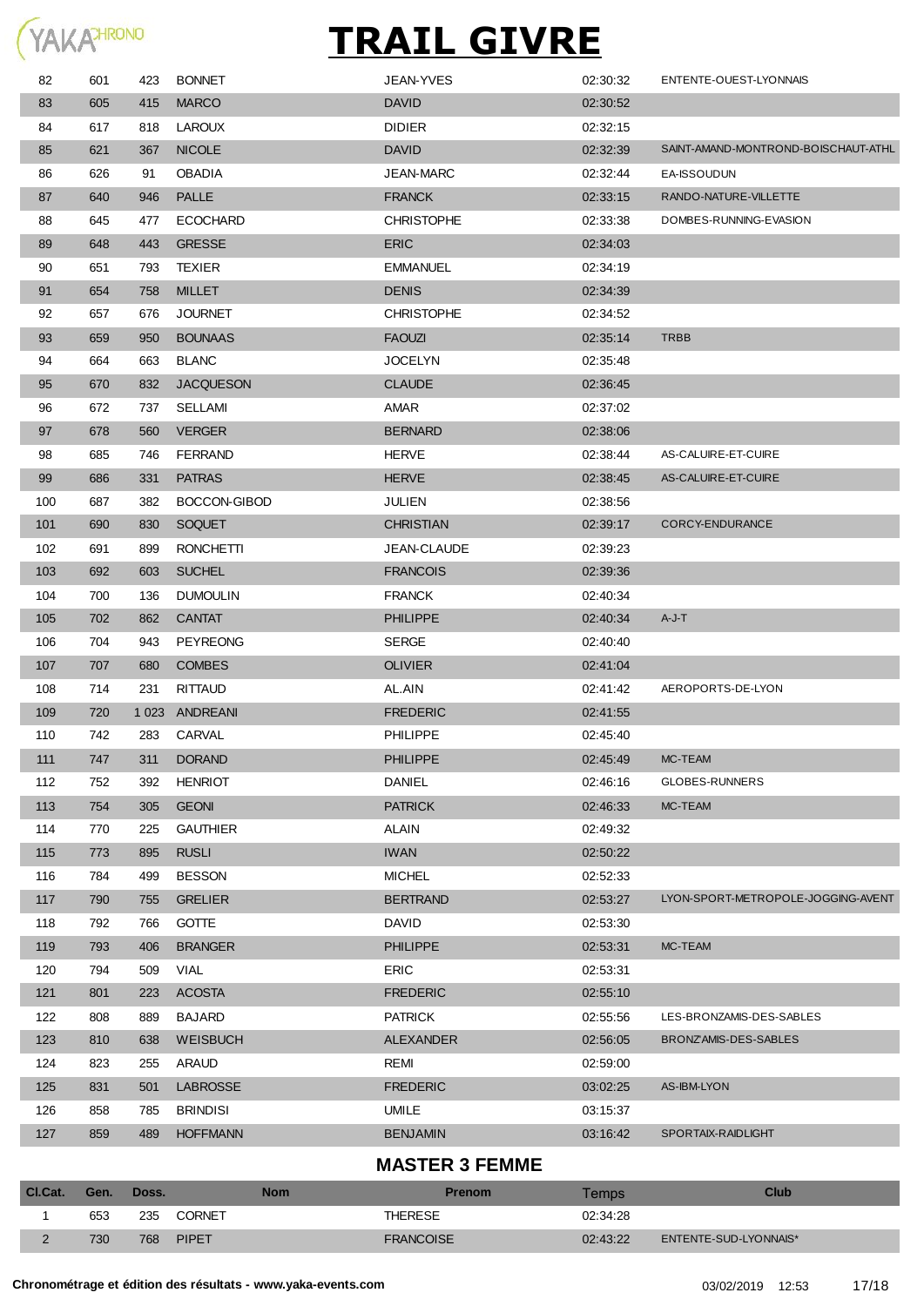# TRAIL GIVRE

| Cl.Cat. | Gen. | Doss. | Nom | Prenom | Temps | Club |
|---|---|---|---|---|---|---|
| 82 | 601 | 423 | BONNET | JEAN-YVES | 02:30:32 | ENTENTE-OUEST-LYONNAIS |
| 83 | 605 | 415 | MARCO | DAVID | 02:30:52 | |
| 84 | 617 | 818 | LAROUX | DIDIER | 02:32:15 | |
| 85 | 621 | 367 | NICOLE | DAVID | 02:32:39 | SAINT-AMAND-MONTROND-BOISCHAUT-ATHL |
| 86 | 626 | 91 | OBADIA | JEAN-MARC | 02:32:44 | EA-ISSOUDUN |
| 87 | 640 | 946 | PALLE | FRANCK | 02:33:15 | RANDO-NATURE-VILLETTE |
| 88 | 645 | 477 | ECOCHARD | CHRISTOPHE | 02:33:38 | DOMBES-RUNNING-EVASION |
| 89 | 648 | 443 | GRESSE | ERIC | 02:34:03 | |
| 90 | 651 | 793 | TEXIER | EMMANUEL | 02:34:19 | |
| 91 | 654 | 758 | MILLET | DENIS | 02:34:39 | |
| 92 | 657 | 676 | JOURNET | CHRISTOPHE | 02:34:52 | |
| 93 | 659 | 950 | BOUNAAS | FAOUZI | 02:35:14 | TRBB |
| 94 | 664 | 663 | BLANC | JOCELYN | 02:35:48 | |
| 95 | 670 | 832 | JACQUESON | CLAUDE | 02:36:45 | |
| 96 | 672 | 737 | SELLAMI | AMAR | 02:37:02 | |
| 97 | 678 | 560 | VERGER | BERNARD | 02:38:06 | |
| 98 | 685 | 746 | FERRAND | HERVE | 02:38:44 | AS-CALUIRE-ET-CUIRE |
| 99 | 686 | 331 | PATRAS | HERVE | 02:38:45 | AS-CALUIRE-ET-CUIRE |
| 100 | 687 | 382 | BOCCON-GIBOD | JULIEN | 02:38:56 | |
| 101 | 690 | 830 | SOQUET | CHRISTIAN | 02:39:17 | CORCY-ENDURANCE |
| 102 | 691 | 899 | RONCHETTI | JEAN-CLAUDE | 02:39:23 | |
| 103 | 692 | 603 | SUCHEL | FRANCOIS | 02:39:36 | |
| 104 | 700 | 136 | DUMOULIN | FRANCK | 02:40:34 | |
| 105 | 702 | 862 | CANTAT | PHILIPPE | 02:40:34 | A-J-T |
| 106 | 704 | 943 | PEYREONG | SERGE | 02:40:40 | |
| 107 | 707 | 680 | COMBES | OLIVIER | 02:41:04 | |
| 108 | 714 | 231 | RITTAUD | AL.AIN | 02:41:42 | AEROPORTS-DE-LYON |
| 109 | 720 | 1 023 | ANDREANI | FREDERIC | 02:41:55 | |
| 110 | 742 | 283 | CARVAL | PHILIPPE | 02:45:40 | |
| 111 | 747 | 311 | DORAND | PHILIPPE | 02:45:49 | MC-TEAM |
| 112 | 752 | 392 | HENRIOT | DANIEL | 02:46:16 | GLOBES-RUNNERS |
| 113 | 754 | 305 | GEONI | PATRICK | 02:46:33 | MC-TEAM |
| 114 | 770 | 225 | GAUTHIER | ALAIN | 02:49:32 | |
| 115 | 773 | 895 | RUSLI | IWAN | 02:50:22 | |
| 116 | 784 | 499 | BESSON | MICHEL | 02:52:33 | |
| 117 | 790 | 755 | GRELIER | BERTRAND | 02:53:27 | LYON-SPORT-METROPOLE-JOGGING-AVENT |
| 118 | 792 | 766 | GOTTE | DAVID | 02:53:30 | |
| 119 | 793 | 406 | BRANGER | PHILIPPE | 02:53:31 | MC-TEAM |
| 120 | 794 | 509 | VIAL | ERIC | 02:53:31 | |
| 121 | 801 | 223 | ACOSTA | FREDERIC | 02:55:10 | |
| 122 | 808 | 889 | BAJARD | PATRICK | 02:55:56 | LES-BRONZAMIS-DES-SABLES |
| 123 | 810 | 638 | WEISBUCH | ALEXANDER | 02:56:05 | BRONZ'AMIS-DES-SABLES |
| 124 | 823 | 255 | ARAUD | REMI | 02:59:00 | |
| 125 | 831 | 501 | LABROSSE | FREDERIC | 03:02:25 | AS-IBM-LYON |
| 126 | 858 | 785 | BRINDISI | UMILE | 03:15:37 | |
| 127 | 859 | 489 | HOFFMANN | BENJAMIN | 03:16:42 | SPORTAIX-RAIDLIGHT |

## MASTER 3 FEMME

| Cl.Cat. | Gen. | Doss. | Nom | Prenom | Temps | Club |
|---|---|---|---|---|---|---|
| 1 | 653 | 235 | CORNET | THERESE | 02:34:28 | |
| 2 | 730 | 768 | PIPET | FRANCOISE | 02:43:22 | ENTENTE-SUD-LYONNAIS* |

Chronométrage et édition des résultats - www.yaka-events.com 03/02/2019 12:53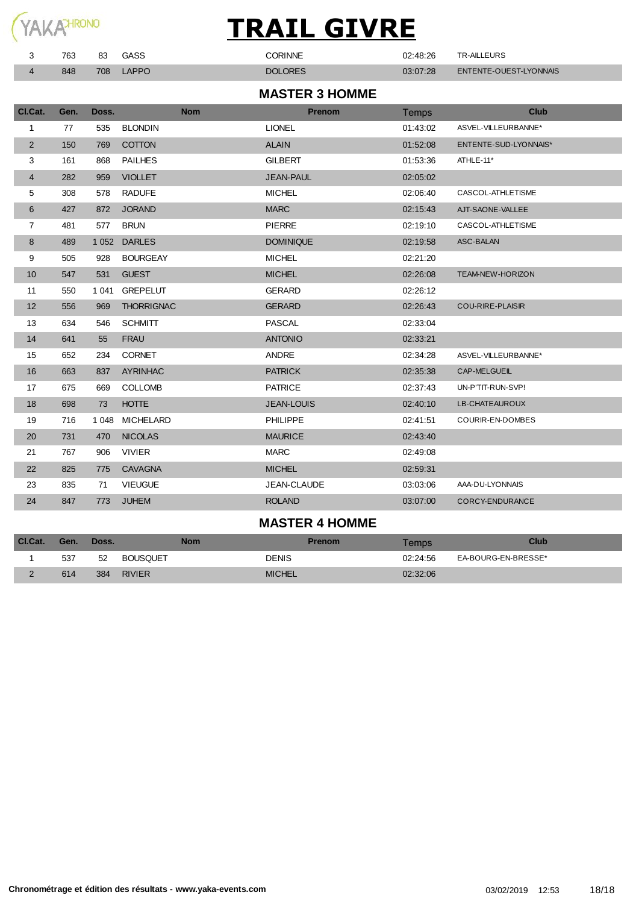# TRAIL GIVRE

| | | | | | | |
|---|---|---|---|---|---|---|
| 3 | 763 | 83 | GASS | CORINNE | 02:48:26 | TR-AILLEURS |
| 4 | 848 | 708 | LAPPO | DOLORES | 03:07:28 | ENTENTE-OUEST-LYONNAIS |

## MASTER 3 HOMME

| Cl.Cat. | Gen. | Doss. | Nom | Prenom | Temps | Club |
|---|---|---|---|---|---|---|
| 1 | 77 | 535 | BLONDIN | LIONEL | 01:43:02 | ASVEL-VILLEURBANNE* |
| 2 | 150 | 769 | COTTON | ALAIN | 01:52:08 | ENTENTE-SUD-LYONNAIS* |
| 3 | 161 | 868 | PAILHES | GILBERT | 01:53:36 | ATHLE-11* |
| 4 | 282 | 959 | VIOLLET | JEAN-PAUL | 02:05:02 | |
| 5 | 308 | 578 | RADUFE | MICHEL | 02:06:40 | CASCOL-ATHLETISME |
| 6 | 427 | 872 | JORAND | MARC | 02:15:43 | AJT-SAONE-VALLEE |
| 7 | 481 | 577 | BRUN | PIERRE | 02:19:10 | CASCOL-ATHLETISME |
| 8 | 489 | 1 052 | DARLES | DOMINIQUE | 02:19:58 | ASC-BALAN |
| 9 | 505 | 928 | BOURGEAY | MICHEL | 02:21:20 | |
| 10 | 547 | 531 | GUEST | MICHEL | 02:26:08 | TEAM-NEW-HORIZON |
| 11 | 550 | 1 041 | GREPELUT | GERARD | 02:26:12 | |
| 12 | 556 | 969 | THORRIGNAC | GERARD | 02:26:43 | COU-RIRE-PLAISIR |
| 13 | 634 | 546 | SCHMITT | PASCAL | 02:33:04 | |
| 14 | 641 | 55 | FRAU | ANTONIO | 02:33:21 | |
| 15 | 652 | 234 | CORNET | ANDRE | 02:34:28 | ASVEL-VILLEURBANNE* |
| 16 | 663 | 837 | AYRINHAC | PATRICK | 02:35:38 | CAP-MELGUEIL |
| 17 | 675 | 669 | COLLOMB | PATRICE | 02:37:43 | UN-P'TIT-RUN-SVP! |
| 18 | 698 | 73 | HOTTE | JEAN-LOUIS | 02:40:10 | LB-CHATEAUROUX |
| 19 | 716 | 1 048 | MICHELARD | PHILIPPE | 02:41:51 | COURIR-EN-DOMBES |
| 20 | 731 | 470 | NICOLAS | MAURICE | 02:43:40 | |
| 21 | 767 | 906 | VIVIER | MARC | 02:49:08 | |
| 22 | 825 | 775 | CAVAGNA | MICHEL | 02:59:31 | |
| 23 | 835 | 71 | VIEUGUE | JEAN-CLAUDE | 03:03:06 | AAA-DU-LYONNAIS |
| 24 | 847 | 773 | JUHEM | ROLAND | 03:07:00 | CORCY-ENDURANCE |

## MASTER 4 HOMME

| Cl.Cat. | Gen. | Doss. | Nom | Prenom | Temps | Club |
|---|---|---|---|---|---|---|
| 1 | 537 | 52 | BOUSQUET | DENIS | 02:24:56 | EA-BOURG-EN-BRESSE* |
| 2 | 614 | 384 | RIVIER | MICHEL | 02:32:06 | |

Chronométrage et édition des résultats - www.yaka-events.com 03/02/2019 12:53